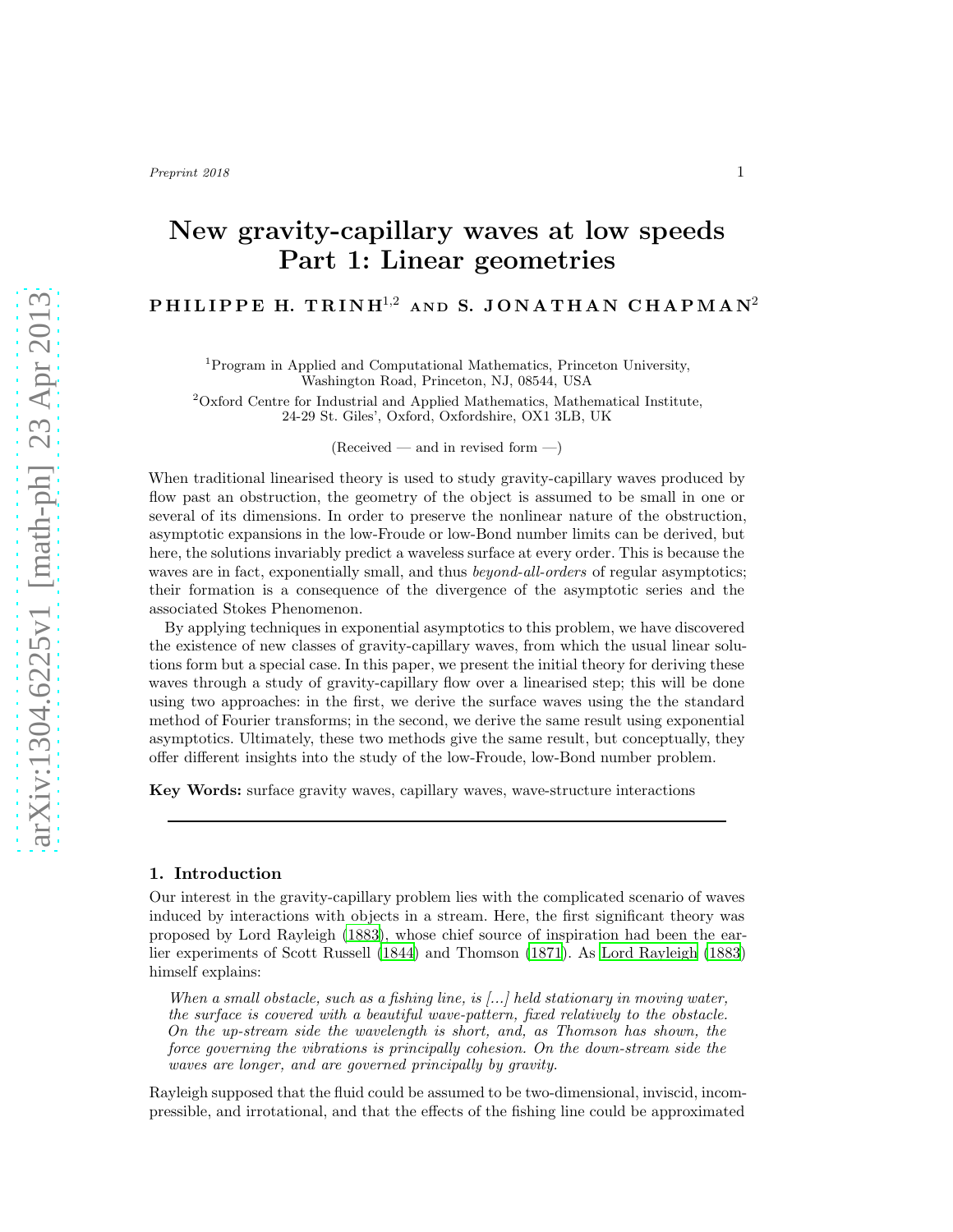# New gravity-capillary waves at low speeds Part 1: Linear geometries

**PHILIPPE H. TRINH[1,2] AND S. JONATHAN CHAPMAN[2]**

[1]Program in Applied and Computational Mathematics, Princeton University, Washington Road, Princeton, NJ, 08544, USA

[2]Oxford Centre for Industrial and Applied Mathematics, Mathematical Institute, 24-29 St. Giles', Oxford, Oxfordshire, OX1 3LB, UK

(Received — and in revised form —)

When traditional linearised theory is used to study gravity-capillary waves produced by flow past an obstruction, the geometry of the object is assumed to be small in one or several of its dimensions. In order to preserve the nonlinear nature of the obstruction, asymptotic expansions in the low-Froude or low-Bond number limits can be derived, but here, the solutions invariably predict a waveless surface at every order. This is because the waves are in fact, exponentially small, and thus *beyond-all-orders* of regular asymptotics; their formation is a consequence of the divergence of the asymptotic series and the associated Stokes Phenomenon.

By applying techniques in exponential asymptotics to this problem, we have discovered the existence of new classes of gravity-capillary waves, from which the usual linear solutions form but a special case. In this paper, we present the initial theory for deriving these waves through a study of gravity-capillary flow over a linearised step; this will be done using two approaches: in the first, we derive the surface waves using the the standard method of Fourier transforms; in the second, we derive the same result using exponential asymptotics. Ultimately, these two methods give the same result, but conceptually, they offer different insights into the study of the low-Froude, low-Bond number problem.

**Key Words:** surface gravity waves, capillary waves, wave-structure interactions

## 1. Introduction

Our interest in the gravity-capillary problem lies with the complicated scenario of waves induced by interactions with objects in a stream. Here, the first significant theory was proposed by Lord Rayleigh (1883), whose chief source of inspiration had been the earlier experiments of Scott Russell (1844) and Thomson (1871). As Lord Rayleigh (1883) himself explains:

> *When a small obstacle, such as a fishing line, is [...] held stationary in moving water, the surface is covered with a beautiful wave-pattern, fixed relatively to the obstacle. On the up-stream side the wavelength is short, and, as Thomson has shown, the force governing the vibrations is principally cohesion. On the down-stream side the waves are longer, and are governed principally by gravity.*

Rayleigh supposed that the fluid could be assumed to be two-dimensional, inviscid, incompressible, and irrotational, and that the effects of the fishing line could be approximated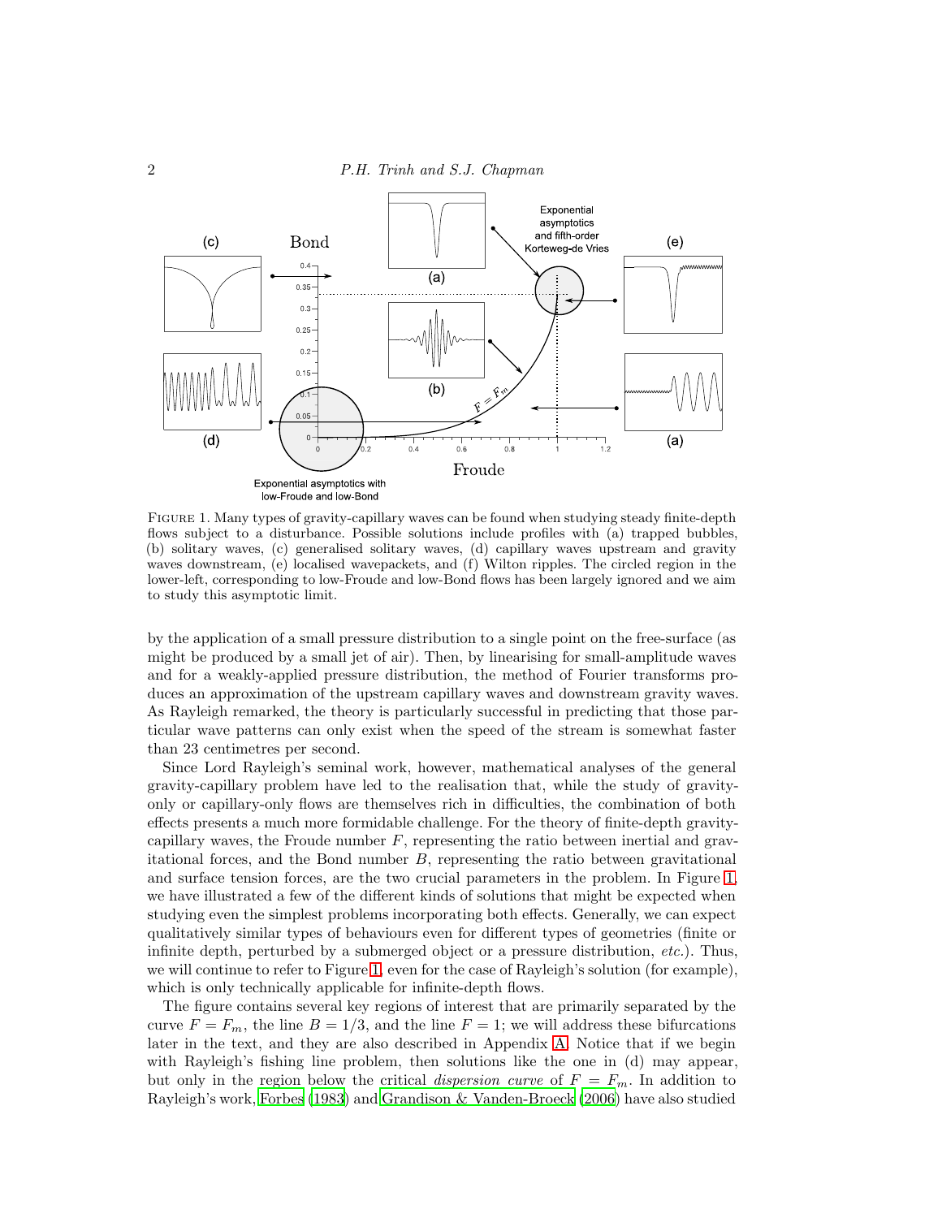FIGURE 1. Many types of gravity-capillary waves can be found when studying steady finite-depth flows subject to a disturbance. Possible solutions include profiles with (a) trapped bubbles, (b) solitary waves, (c) generalised solitary waves, (d) capillary waves upstream and gravity waves downstream, (e) localised wavepackets, and (f) Wilton ripples. The circled region in the lower-left, corresponding to low-Froude and low-Bond flows has been largely ignored and we aim to study this asymptotic limit.

by the application of a small pressure distribution to a single point on the free-surface (as might be produced by a small jet of air). Then, by linearising for small-amplitude waves and for a weakly-applied pressure distribution, the method of Fourier transforms produces an approximation of the upstream capillary waves and downstream gravity waves. As Rayleigh remarked, the theory is particularly successful in predicting that those particular wave patterns can only exist when the speed of the stream is somewhat faster than 23 centimetres per second.

Since Lord Rayleigh's seminal work, however, mathematical analyses of the general gravity-capillary problem have led to the realisation that, while the study of gravity-only or capillary-only flows are themselves rich in difficulties, the combination of both effects presents a much more formidable challenge. For the theory of finite-depth gravity-capillary waves, the Froude number $F$, representing the ratio between inertial and gravitational forces, and the Bond number $B$, representing the ratio between gravitational and surface tension forces, are the two crucial parameters in the problem. In Figure 1, we have illustrated a few of the different kinds of solutions that might be expected when studying even the simplest problems incorporating both effects. Generally, we can expect qualitatively similar types of behaviours even for different types of geometries (finite or infinite depth, perturbed by a submerged object or a pressure distribution, *etc.*). Thus, we will continue to refer to Figure 1, even for the case of Rayleigh's solution (for example), which is only technically applicable for infinite-depth flows.

The figure contains several key regions of interest that are primarily separated by the curve $F = F_m$, the line $B = 1/3$, and the line $F = 1$; we will address these bifurcations later in the text, and they are also described in Appendix A. Notice that if we begin with Rayleigh's fishing line problem, then solutions like the one in (d) may appear, but only in the region below the critical *dispersion curve* of $F = F_m$. In addition to Rayleigh's work, Forbes (1983) and Grandison & Vanden-Broeck (2006) have also studied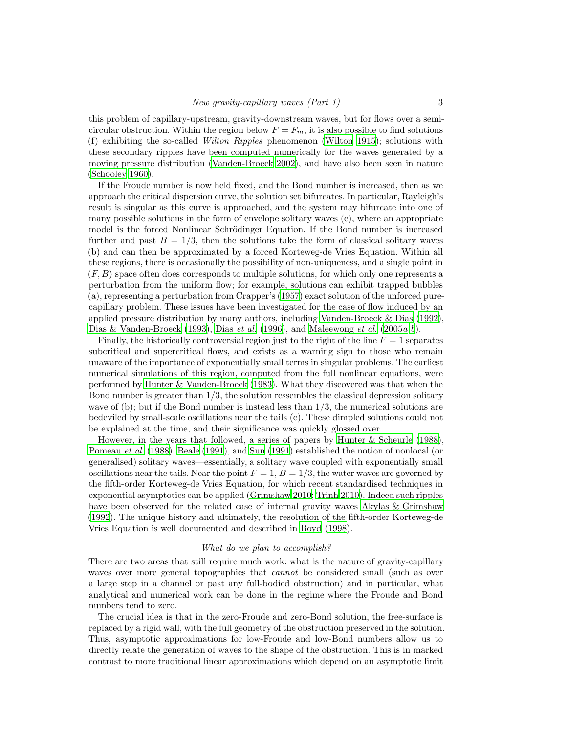this problem of capillary-upstream, gravity-downstream waves, but for flows over a semi-circular obstruction. Within the region below $F = F_m$, it is also possible to find solutions (f) exhibiting the so-called *Wilton Ripples* phenomenon (Wilton 1915); solutions with these secondary ripples have been computed numerically for the waves generated by a moving pressure distribution (Vanden-Broeck 2002), and have also been seen in nature (Schooley 1960).

If the Froude number is now held fixed, and the Bond number is increased, then as we approach the critical dispersion curve, the solution set bifurcates. In particular, Rayleigh's result is singular as this curve is approached, and the system may bifurcate into one of many possible solutions in the form of envelope solitary waves (e), where an appropriate model is the forced Nonlinear Schrödinger Equation. If the Bond number is increased further and past $B = 1/3$, then the solutions take the form of classical solitary waves (b) and can then be approximated by a forced Korteweg-de Vries Equation. Within all these regions, there is occasionally the possibility of non-uniqueness, and a single point in $(F, B)$ space often does corresponds to multiple solutions, for which only one represents a perturbation from the uniform flow; for example, solutions can exhibit trapped bubbles (a), representing a perturbation from Crapper's (1957) exact solution of the unforced pure-capillary problem. These issues have been investigated for the case of flow induced by an applied pressure distribution by many authors, including Vanden-Broeck & Dias (1992), Dias & Vanden-Broeck (1993), Dias *et al.* (1996), and Maleewong *et al.* (2005*a*,*b*).

Finally, the historically controversial region just to the right of the line $F = 1$ separates subcritical and supercritical flows, and exists as a warning sign to those who remain unaware of the importance of exponentially small terms in singular problems. The earliest numerical simulations of this region, computed from the full nonlinear equations, were performed by Hunter & Vanden-Broeck (1983). What they discovered was that when the Bond number is greater than 1/3, the solution ressembles the classical depression solitary wave of (b); but if the Bond number is instead less than 1/3, the numerical solutions are bedeviled by small-scale oscillations near the tails (c). These dimpled solutions could not be explained at the time, and their significance was quickly glossed over.

However, in the years that followed, a series of papers by Hunter & Scheurle (1988), Pomeau *et al.* (1988), Beale (1991), and Sun (1991) established the notion of nonlocal (or generalised) solitary waves—essentially, a solitary wave coupled with exponentially small oscillations near the tails. Near the point $F = 1$, $B = 1/3$, the water waves are governed by the fifth-order Korteweg-de Vries Equation, for which recent standardised techniques in exponential asymptotics can be applied (Grimshaw 2010; Trinh 2010). Indeed such ripples have been observed for the related case of internal gravity waves Akylas & Grimshaw (1992). The unique history and ultimately, the resolution of the fifth-order Korteweg-de Vries Equation is well documented and described in Boyd (1998).

*What do we plan to accomplish?*

There are two areas that still require much work: what is the nature of gravity-capillary waves over more general topographies that *cannot* be considered small (such as over a large step in a channel or past any full-bodied obstruction) and in particular, what analytical and numerical work can be done in the regime where the Froude and Bond numbers tend to zero.

The crucial idea is that in the zero-Froude and zero-Bond solution, the free-surface is replaced by a rigid wall, with the full geometry of the obstruction preserved in the solution. Thus, asymptotic approximations for low-Froude and low-Bond numbers allow us to directly relate the generation of waves to the shape of the obstruction. This is in marked contrast to more traditional linear approximations which depend on an asymptotic limit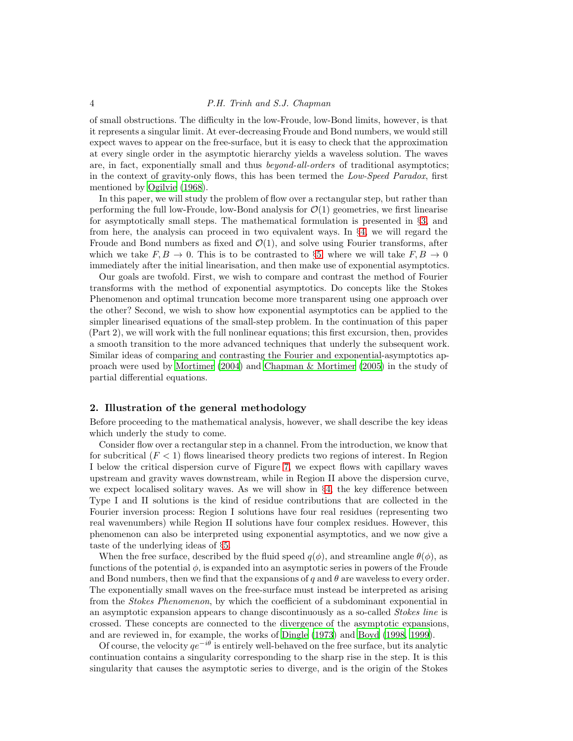of small obstructions. The difficulty in the low-Froude, low-Bond limits, however, is that it represents a singular limit. At ever-decreasing Froude and Bond numbers, we would still expect waves to appear on the free-surface, but it is easy to check that the approximation at every single order in the asymptotic hierarchy yields a waveless solution. The waves are, in fact, exponentially small and thus *beyond-all-orders* of traditional asymptotics; in the context of gravity-only flows, this has been termed the *Low-Speed Paradox*, first mentioned by Ogilvie (1968).

In this paper, we will study the problem of flow over a rectangular step, but rather than performing the full low-Froude, low-Bond analysis for $\mathcal{O}(1)$ geometries, we first linearise for asymptotically small steps. The mathematical formulation is presented in §3, and from here, the analysis can proceed in two equivalent ways. In §4, we will regard the Froude and Bond numbers as fixed and $\mathcal{O}(1)$, and solve using Fourier transforms, after which we take $F, B \to 0$. This is to be contrasted to §5, where we will take $F, B \to 0$ immediately after the initial linearisation, and then make use of exponential asymptotics.

Our goals are twofold. First, we wish to compare and contrast the method of Fourier transforms with the method of exponential asymptotics. Do concepts like the Stokes Phenomenon and optimal truncation become more transparent using one approach over the other? Second, we wish to show how exponential asymptotics can be applied to the simpler linearised equations of the small-step problem. In the continuation of this paper (Part 2), we will work with the full nonlinear equations; this first excursion, then, provides a smooth transition to the more advanced techniques that underly the subsequent work. Similar ideas of comparing and contrasting the Fourier and exponential-asymptotics approach were used by Mortimer (2004) and Chapman & Mortimer (2005) in the study of partial differential equations.

## 2. Illustration of the general methodology

Before proceeding to the mathematical analysis, however, we shall describe the key ideas which underly the study to come.

Consider flow over a rectangular step in a channel. From the introduction, we know that for subcritical ($F < 1$) flows linearised theory predicts two regions of interest. In Region I below the critical dispersion curve of Figure 7, we expect flows with capillary waves upstream and gravity waves downstream, while in Region II above the dispersion curve, we expect localised solitary waves. As we will show in §4, the key difference between Type I and II solutions is the kind of residue contributions that are collected in the Fourier inversion process: Region I solutions have four real residues (representing two real wavenumbers) while Region II solutions have four complex residues. However, this phenomenon can also be interpreted using exponential asymptotics, and we now give a taste of the underlying ideas of §5.

When the free surface, described by the fluid speed $q(\phi)$, and streamline angle $\theta(\phi)$, as functions of the potential $\phi$, is expanded into an asymptotic series in powers of the Froude and Bond numbers, then we find that the expansions of $q$ and $\theta$ are waveless to every order. The exponentially small waves on the free-surface must instead be interpreted as arising from the *Stokes Phenomenon*, by which the coefficient of a subdominant exponential in an asymptotic expansion appears to change discontinuously as a so-called *Stokes line* is crossed. These concepts are connected to the divergence of the asymptotic expansions, and are reviewed in, for example, the works of Dingle (1973) and Boyd (1998, 1999).

Of course, the velocity $qe^{-i\theta}$ is entirely well-behaved on the free surface, but its analytic continuation contains a singularity corresponding to the sharp rise in the step. It is this singularity that causes the asymptotic series to diverge, and is the origin of the Stokes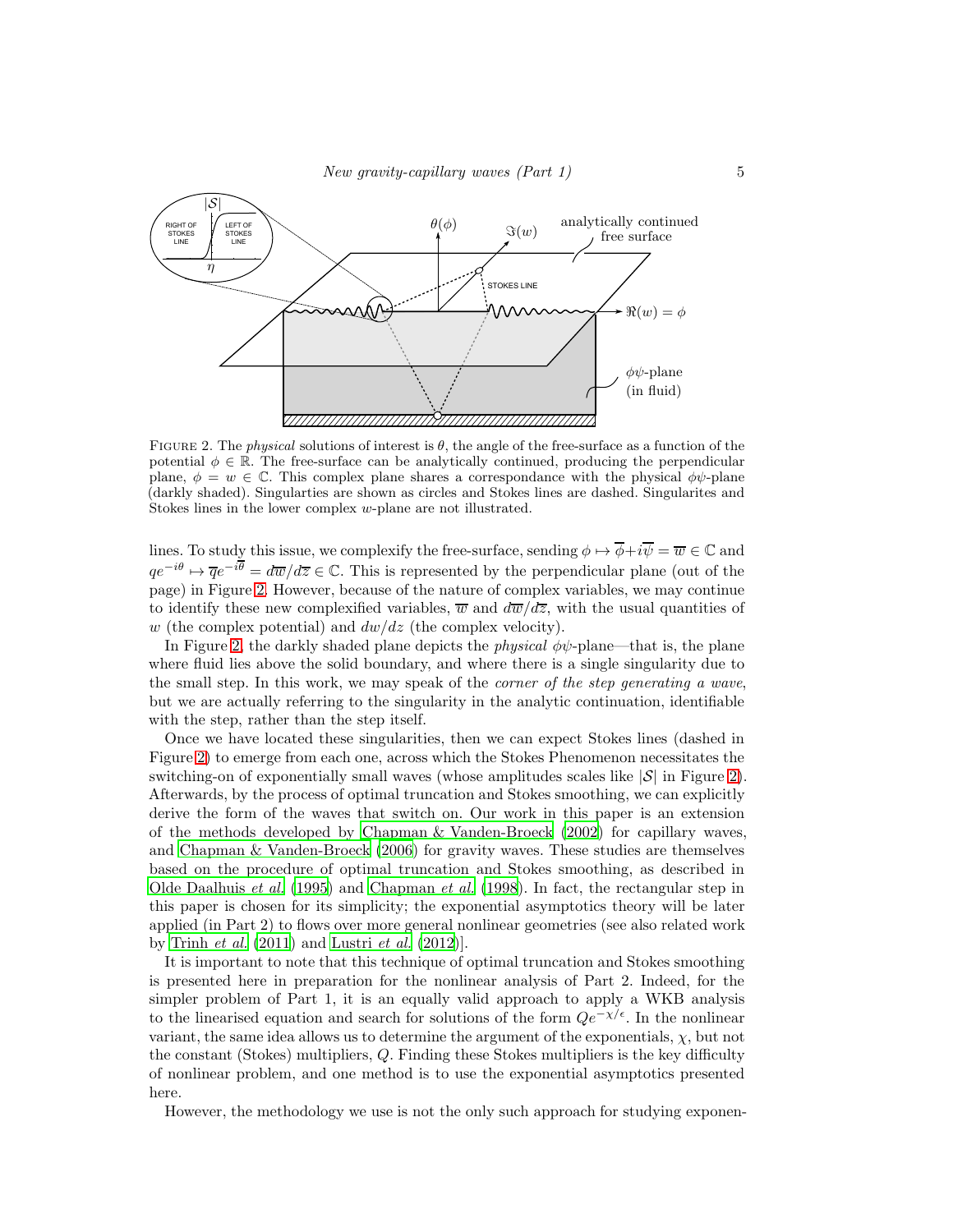FIGURE 2. The *physical* solutions of interest is $\theta$, the angle of the free-surface as a function of the potential $\phi \in \mathbb{R}$. The free-surface can be analytically continued, producing the perpendicular plane, $\phi = w \in \mathbb{C}$. This complex plane shares a correspondance with the physical $\phi\psi$-plane (darkly shaded). Singularties are shown as circles and Stokes lines are dashed. Singularites and Stokes lines in the lower complex $w$-plane are not illustrated.

lines. To study this issue, we complexify the free-surface, sending $\phi \mapsto \overline{\phi} + i\overline{\psi} = \overline{w} \in \mathbb{C}$ and $qe^{-i\theta} \mapsto \overline{q}e^{-i\overline{\theta}} = d\overline{w}/d\overline{z} \in \mathbb{C}$. This is represented by the perpendicular plane (out of the page) in Figure 2. However, because of the nature of complex variables, we may continue to identify these new complexified variables, $\overline{w}$ and $d\overline{w}/d\overline{z}$, with the usual quantities of $w$ (the complex potential) and $dw/dz$ (the complex velocity).

In Figure 2, the darkly shaded plane depicts the *physical* $\phi\psi$-plane—that is, the plane where fluid lies above the solid boundary, and where there is a single singularity due to the small step. In this work, we may speak of the *corner of the step generating a wave*, but we are actually referring to the singularity in the analytic continuation, identifiable with the step, rather than the step itself.

Once we have located these singularities, then we can expect Stokes lines (dashed in Figure 2) to emerge from each one, across which the Stokes Phenomenon necessitates the switching-on of exponentially small waves (whose amplitudes scales like $|\mathcal{S}|$ in Figure 2). Afterwards, by the process of optimal truncation and Stokes smoothing, we can explicitly derive the form of the waves that switch on. Our work in this paper is an extension of the methods developed by Chapman & Vanden-Broeck (2002) for capillary waves, and Chapman & Vanden-Broeck (2006) for gravity waves. These studies are themselves based on the procedure of optimal truncation and Stokes smoothing, as described in Olde Daalhuis *et al.* (1995) and Chapman *et al.* (1998). In fact, the rectangular step in this paper is chosen for its simplicity; the exponential asymptotics theory will be later applied (in Part 2) to flows over more general nonlinear geometries (see also related work by Trinh *et al.* (2011) and Lustri *et al.* (2012)].

It is important to note that this technique of optimal truncation and Stokes smoothing is presented here in preparation for the nonlinear analysis of Part 2. Indeed, for the simpler problem of Part 1, it is an equally valid approach to apply a WKB analysis to the linearised equation and search for solutions of the form $Qe^{-\chi/\epsilon}$. In the nonlinear variant, the same idea allows us to determine the argument of the exponentials, $\chi$, but not the constant (Stokes) multipliers, $Q$. Finding these Stokes multipliers is the key difficulty of nonlinear problem, and one method is to use the exponential asymptotics presented here.

However, the methodology we use is not the only such approach for studying exponen-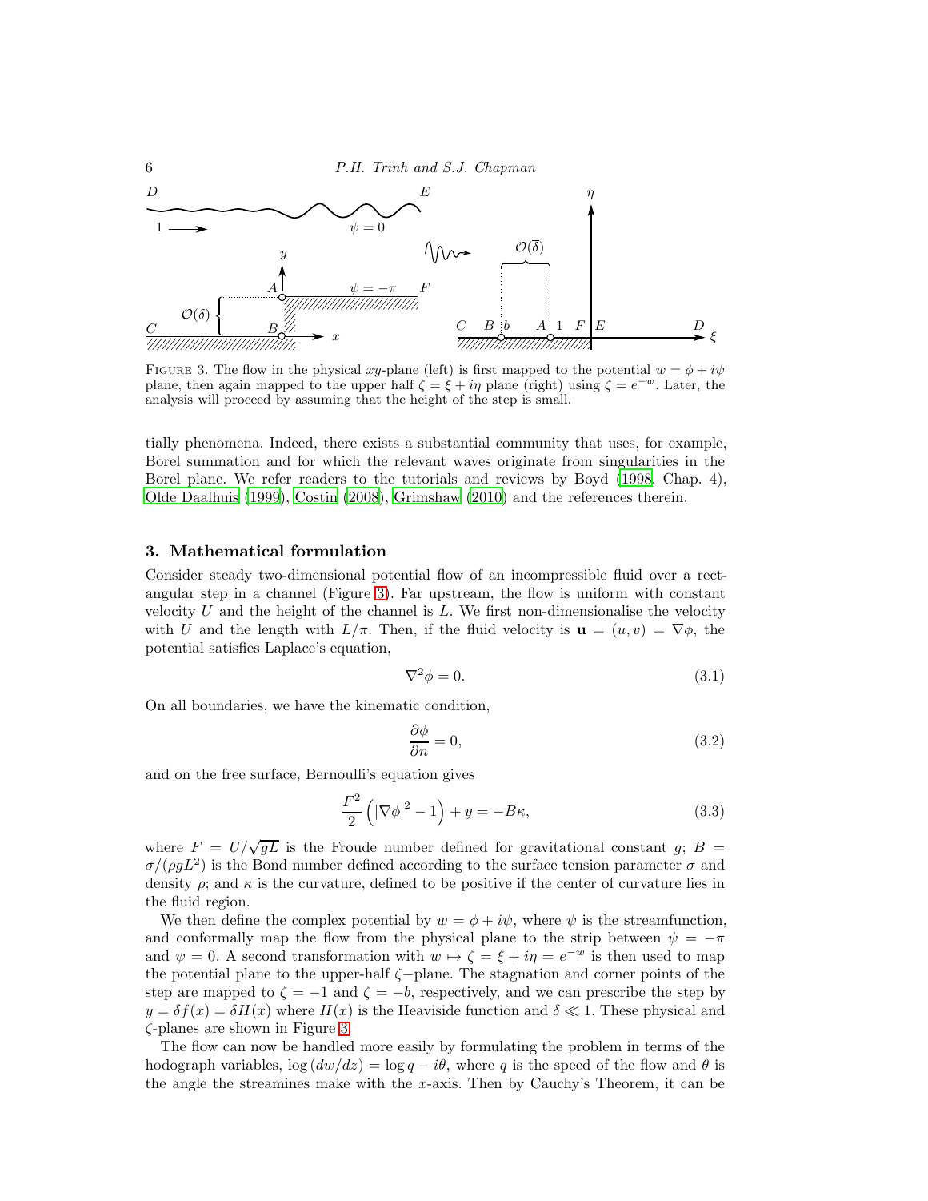FIGURE 3. The flow in the physical $xy$-plane (left) is first mapped to the potential $w = \phi + i\psi$ plane, then again mapped to the upper half $\zeta = \xi + i\eta$ plane (right) using $\zeta = e^{-w}$. Later, the analysis will proceed by assuming that the height of the step is small.

tially phenomena. Indeed, there exists a substantial community that uses, for example, Borel summation and for which the relevant waves originate from singularities in the Borel plane. We refer readers to the tutorials and reviews by Boyd (1998, Chap. 4), Olde Daalhuis (1999), Costin (2008), Grimshaw (2010) and the references therein.

## 3. Mathematical formulation

Consider steady two-dimensional potential flow of an incompressible fluid over a rectangular step in a channel (Figure 3). Far upstream, the flow is uniform with constant velocity $U$ and the height of the channel is $L$. We first non-dimensionalise the velocity with $U$ and the length with $L/\pi$. Then, if the fluid velocity is $\mathbf{u} = (u, v) = \nabla\phi$, the potential satisfies Laplace's equation,

$$\nabla^2 \phi = 0. \tag{3.1}$$

On all boundaries, we have the kinematic condition,

$$\frac{\partial \phi}{\partial n} = 0, \tag{3.2}$$

and on the free surface, Bernoulli's equation gives

$$\frac{F^2}{2}\left(|\nabla\phi|^2 - 1\right) + y = -B\kappa, \tag{3.3}$$

where $F = U/\sqrt{gL}$ is the Froude number defined for gravitational constant $g$; $B = \sigma/(\rho g L^2)$ is the Bond number defined according to the surface tension parameter $\sigma$ and density $\rho$; and $\kappa$ is the curvature, defined to be positive if the center of curvature lies in the fluid region.

We then define the complex potential by $w = \phi + i\psi$, where $\psi$ is the streamfunction, and conformally map the flow from the physical plane to the strip between $\psi = -\pi$ and $\psi = 0$. A second transformation with $w \mapsto \zeta = \xi + i\eta = e^{-w}$ is then used to map the potential plane to the upper-half $\zeta-$plane. The stagnation and corner points of the step are mapped to $\zeta = -1$ and $\zeta = -b$, respectively, and we can prescribe the step by $y = \delta f(x) = \delta H(x)$ where $H(x)$ is the Heaviside function and $\delta \ll 1$. These physical and $\zeta$-planes are shown in Figure 3.

The flow can now be handled more easily by formulating the problem in terms of the hodograph variables, $\log(dw/dz) = \log q - i\theta$, where $q$ is the speed of the flow and $\theta$ is the angle the streamines make with the $x$-axis. Then by Cauchy's Theorem, it can be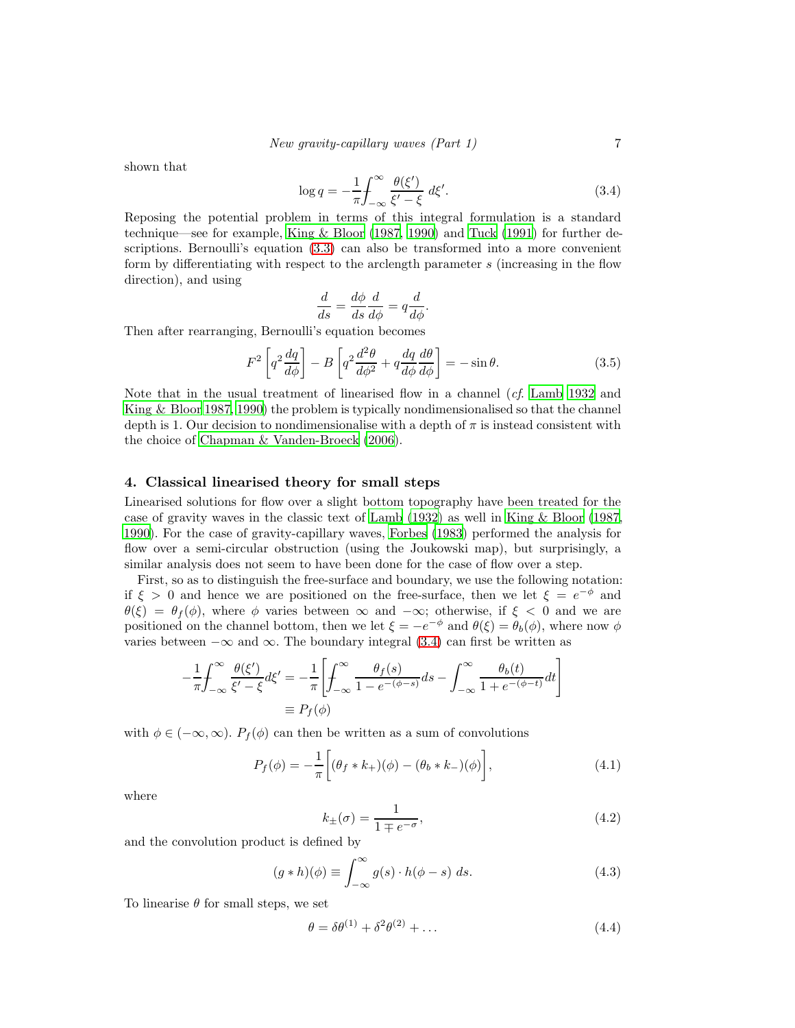shown that

$$\log q = -\frac{1}{\pi} \fint_{-\infty}^{\infty} \frac{\theta(\xi')}{\xi' - \xi} \, d\xi'. \tag{3.4}$$

Reposing the potential problem in terms of this integral formulation is a standard technique—see for example, King & Bloor (1987, 1990) and Tuck (1991) for further descriptions. Bernoulli's equation (3.3) can also be transformed into a more convenient form by differentiating with respect to the arclength parameter $s$ (increasing in the flow direction), and using

$$\frac{d}{ds} = \frac{d\phi}{ds}\frac{d}{d\phi} = q\frac{d}{d\phi}.$$

Then after rearranging, Bernoulli's equation becomes

$$F^2 \left[ q^2 \frac{dq}{d\phi} \right] - B \left[ q^2 \frac{d^2\theta}{d\phi^2} + q \frac{dq}{d\phi}\frac{d\theta}{d\phi} \right] = -\sin\theta. \tag{3.5}$$

Note that in the usual treatment of linearised flow in a channel (*cf.* Lamb 1932 and King & Bloor 1987, 1990) the problem is typically nondimensionalised so that the channel depth is 1. Our decision to nondimensionalise with a depth of $\pi$ is instead consistent with the choice of Chapman & Vanden-Broeck (2006).

## 4. Classical linearised theory for small steps

Linearised solutions for flow over a slight bottom topography have been treated for the case of gravity waves in the classic text of Lamb (1932) as well in King & Bloor (1987, 1990). For the case of gravity-capillary waves, Forbes (1983) performed the analysis for flow over a semi-circular obstruction (using the Joukowski map), but surprisingly, a similar analysis does not seem to have been done for the case of flow over a step.

First, so as to distinguish the free-surface and boundary, we use the following notation: if $\xi > 0$ and hence we are positioned on the free-surface, then we let $\xi = e^{-\phi}$ and $\theta(\xi) = \theta_f(\phi)$, where $\phi$ varies between $\infty$ and $-\infty$; otherwise, if $\xi < 0$ and we are positioned on the channel bottom, then we let $\xi = -e^{-\phi}$ and $\theta(\xi) = \theta_b(\phi)$, where now $\phi$ varies between $-\infty$ and $\infty$. The boundary integral (3.4) can first be written as

$$\begin{aligned} -\frac{1}{\pi} \fint_{-\infty}^{\infty} \frac{\theta(\xi')}{\xi' - \xi} d\xi' &= -\frac{1}{\pi} \left[ \fint_{-\infty}^{\infty} \frac{\theta_f(s)}{1 - e^{-(\phi - s)}} ds - \int_{-\infty}^{\infty} \frac{\theta_b(t)}{1 + e^{-(\phi - t)}} dt \right] \\ &\equiv P_f(\phi) \end{aligned}$$

with $\phi \in (-\infty, \infty)$. $P_f(\phi)$ can then be written as a sum of convolutions

$$P_f(\phi) = -\frac{1}{\pi} \left[ (\theta_f * k_+)(\phi) - (\theta_b * k_-)(\phi) \right], \tag{4.1}$$

where

$$k_\pm(\sigma) = \frac{1}{1 \mp e^{-\sigma}}, \tag{4.2}$$

and the convolution product is defined by

$$(g * h)(\phi) \equiv \int_{-\infty}^{\infty} g(s) \cdot h(\phi - s) \, ds. \tag{4.3}$$

To linearise $\theta$ for small steps, we set

$$\theta = \delta\theta^{(1)} + \delta^2\theta^{(2)} + \ldots \tag{4.4}$$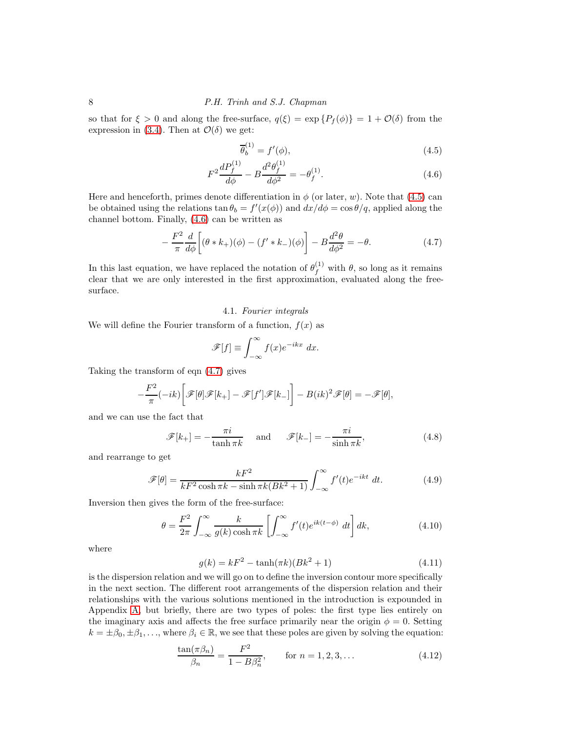so that for $\xi > 0$ and along the free-surface, $q(\xi) = \exp\{P_f(\phi)\} = 1 + \mathcal{O}(\delta)$ from the expression in (3.4). Then at $\mathcal{O}(\delta)$ we get:

$$\overline{\theta}_b^{(1)} = f'(\phi), \tag{4.5}$$

$$F^2 \frac{dP_f^{(1)}}{d\phi} - B\frac{d^2\theta_f^{(1)}}{d\phi^2} = -\theta_f^{(1)}. \tag{4.6}$$

Here and henceforth, primes denote differentiation in $\phi$ (or later, $w$). Note that (4.5) can be obtained using the relations $\tan\theta_b = f'(x(\phi))$ and $dx/d\phi = \cos\theta/q$, applied along the channel bottom. Finally, (4.6) can be written as

$$-\frac{F^2}{\pi}\frac{d}{d\phi}\left[(\theta * k_+)(\phi) - (f' * k_-)(\phi)\right] - B\frac{d^2\theta}{d\phi^2} = -\theta. \tag{4.7}$$

In this last equation, we have replaced the notation of $\theta_f^{(1)}$ with $\theta$, so long as it remains clear that we are only interested in the first approximation, evaluated along the free-surface.

### 4.1. *Fourier integrals*

We will define the Fourier transform of a function, $f(x)$ as

$$\mathscr{F}[f] \equiv \int_{-\infty}^{\infty} f(x)e^{-ikx}\ dx.$$

Taking the transform of eqn (4.7) gives

$$-\frac{F^2}{\pi}(-ik)\left[\mathscr{F}[\theta]\mathscr{F}[k_+] - \mathscr{F}[f']\mathscr{F}[k_-]\right] - B(ik)^2\mathscr{F}[\theta] = -\mathscr{F}[\theta],$$

and we can use the fact that

$$\mathscr{F}[k_+] = -\frac{\pi i}{\tanh \pi k} \quad \text{and} \quad \mathscr{F}[k_-] = -\frac{\pi i}{\sinh \pi k}, \tag{4.8}$$

and rearrange to get

$$\mathscr{F}[\theta] = \frac{kF^2}{kF^2\cosh\pi k - \sinh\pi k(Bk^2+1)}\int_{-\infty}^{\infty} f'(t)e^{-ikt}\ dt. \tag{4.9}$$

Inversion then gives the form of the free-surface:

$$\theta = \frac{F^2}{2\pi}\int_{-\infty}^{\infty}\frac{k}{g(k)\cosh\pi k}\left[\int_{-\infty}^{\infty} f'(t)e^{ik(t-\phi)}\ dt\right]dk, \tag{4.10}$$

where

$$g(k) = kF^2 - \tanh(\pi k)(Bk^2+1) \tag{4.11}$$

is the dispersion relation and we will go on to define the inversion contour more specifically in the next section. The different root arrangements of the dispersion relation and their relationships with the various solutions mentioned in the introduction is expounded in Appendix A, but briefly, there are two types of poles: the first type lies entirely on the imaginary axis and affects the free surface primarily near the origin $\phi = 0$. Setting $k = \pm\beta_0, \pm\beta_1, \ldots$, where $\beta_i \in \mathbb{R}$, we see that these poles are given by solving the equation:

$$\frac{\tan(\pi\beta_n)}{\beta_n} = \frac{F^2}{1 - B\beta_n^2}, \qquad \text{for } n = 1, 2, 3, \ldots \tag{4.12}$$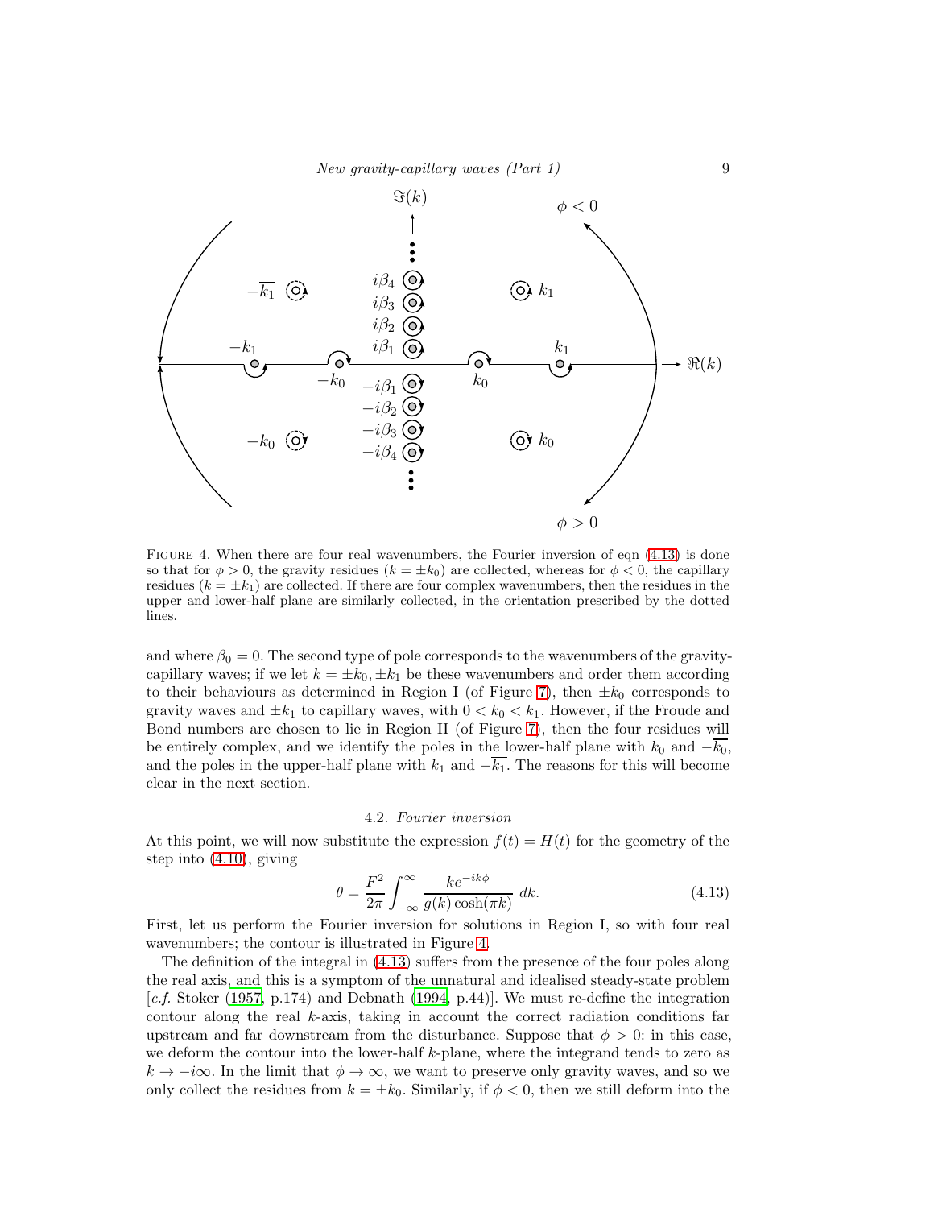FIGURE 4. When there are four real wavenumbers, the Fourier inversion of eqn (4.13) is done so that for $\phi > 0$, the gravity residues ($k = \pm k_0$) are collected, whereas for $\phi < 0$, the capillary residues ($k = \pm k_1$) are collected. If there are four complex wavenumbers, then the residues in the upper and lower-half plane are similarly collected, in the orientation prescribed by the dotted lines.

and where $\beta_0 = 0$. The second type of pole corresponds to the wavenumbers of the gravity-capillary waves; if we let $k = \pm k_0, \pm k_1$ be these wavenumbers and order them according to their behaviours as determined in Region I (of Figure 7), then $\pm k_0$ corresponds to gravity waves and $\pm k_1$ to capillary waves, with $0 < k_0 < k_1$. However, if the Froude and Bond numbers are chosen to lie in Region II (of Figure 7), then the four residues will be entirely complex, and we identify the poles in the lower-half plane with $k_0$ and $-\overline{k_0}$, and the poles in the upper-half plane with $k_1$ and $-\overline{k_1}$. The reasons for this will become clear in the next section.

### 4.2. *Fourier inversion*

At this point, we will now substitute the expression $f(t) = H(t)$ for the geometry of the step into (4.10), giving

$$\theta = \frac{F^2}{2\pi} \int_{-\infty}^{\infty} \frac{k e^{-ik\phi}}{g(k)\cosh(\pi k)} \, dk. \tag{4.13}$$

First, let us perform the Fourier inversion for solutions in Region I, so with four real wavenumbers; the contour is illustrated in Figure 4.

The definition of the integral in (4.13) suffers from the presence of the four poles along the real axis, and this is a symptom of the unnatural and idealised steady-state problem [*c.f.* Stoker (1957, p.174) and Debnath (1994, p.44)]. We must re-define the integration contour along the real $k$-axis, taking in account the correct radiation conditions far upstream and far downstream from the disturbance. Suppose that $\phi > 0$: in this case, we deform the contour into the lower-half $k$-plane, where the integrand tends to zero as $k \to -i\infty$. In the limit that $\phi \to \infty$, we want to preserve only gravity waves, and so we only collect the residues from $k = \pm k_0$. Similarly, if $\phi < 0$, then we still deform into the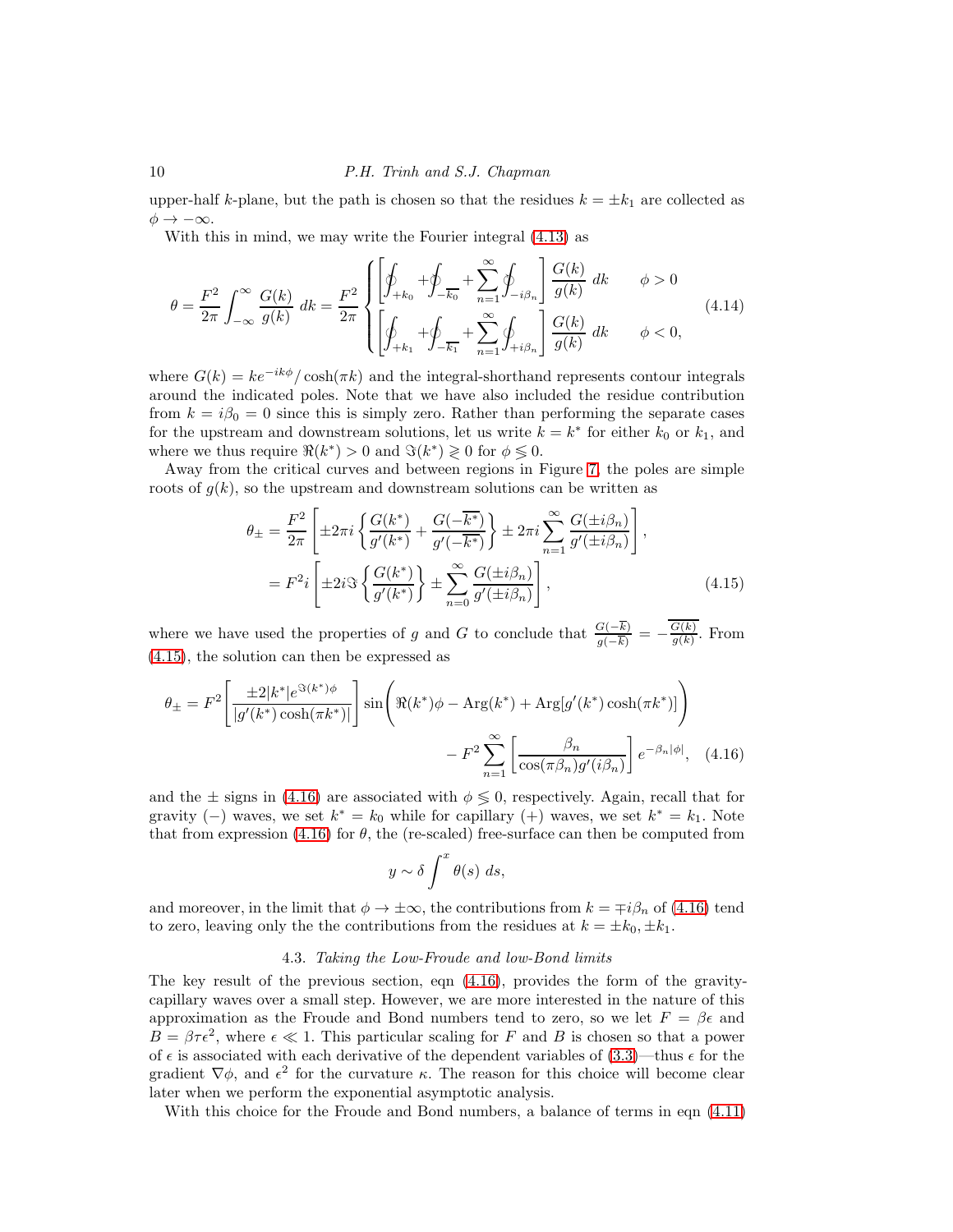upper-half $k$-plane, but the path is chosen so that the residues $k = \pm k_1$ are collected as $\phi \to -\infty$.

With this in mind, we may write the Fourier integral (4.13) as

$$
\theta = \frac{F^2}{2\pi} \int_{-\infty}^{\infty} \frac{G(k)}{g(k)} \, dk = \frac{F^2}{2\pi} \begin{cases} \left[ \oint_{+k_0} + \oint_{-\overline{k_0}} + \sum_{n=1}^{\infty} \oint_{-i\beta_n} \right] \dfrac{G(k)}{g(k)} \, dk & \phi > 0 \\[2ex] \left[ \oint_{+k_1} + \oint_{-\overline{k_1}} + \sum_{n=1}^{\infty} \oint_{+i\beta_n} \right] \dfrac{G(k)}{g(k)} \, dk & \phi < 0, \end{cases} \tag{4.14}
$$

where $G(k) = ke^{-ik\phi}/\cosh(\pi k)$ and the integral-shorthand represents contour integrals around the indicated poles. Note that we have also included the residue contribution from $k = i\beta_0 = 0$ since this is simply zero. Rather than performing the separate cases for the upstream and downstream solutions, let us write $k = k^*$ for either $k_0$ or $k_1$, and where we thus require $\Re(k^*) > 0$ and $\Im(k^*) \gtrless 0$ for $\phi \lessgtr 0$.

Away from the critical curves and between regions in Figure 7, the poles are simple roots of $g(k)$, so the upstream and downstream solutions can be written as

$$
\begin{aligned}
\theta_\pm &= \frac{F^2}{2\pi} \left[ \pm 2\pi i \left\{ \frac{G(k^*)}{g'(k^*)} + \frac{G(-\overline{k^*})}{g'(-\overline{k^*})} \right\} \pm 2\pi i \sum_{n=1}^{\infty} \frac{G(\pm i\beta_n)}{g'(\pm i\beta_n)} \right], \\
&= F^2 i \left[ \pm 2i \Im \left\{ \frac{G(k^*)}{g'(k^*)} \right\} \pm \sum_{n=0}^{\infty} \frac{G(\pm i\beta_n)}{g'(\pm i\beta_n)} \right],
\end{aligned} \tag{4.15}
$$

where we have used the properties of $g$ and $G$ to conclude that $\frac{G(-\overline{k})}{g(-\overline{k})} = -\overline{\frac{G(k)}{g(k)}}$. From (4.15), the solution can then be expressed as

$$
\begin{aligned}
\theta_\pm = F^2 \left[ \frac{\pm 2|k^*|e^{\Im(k^*)\phi}}{|g'(k^*)\cosh(\pi k^*)|} \right] \sin\Big( \Re(k^*)\phi - \operatorname{Arg}(k^*) + \operatorname{Arg}[g'(k^*)\cosh(\pi k^*)] \Big) \\
- F^2 \sum_{n=1}^{\infty} \left[ \frac{\beta_n}{\cos(\pi\beta_n) g'(i\beta_n)} \right] e^{-\beta_n|\phi|},
\end{aligned} \tag{4.16}
$$

and the $\pm$ signs in (4.16) are associated with $\phi \lessgtr 0$, respectively. Again, recall that for gravity ($-$) waves, we set $k^* = k_0$ while for capillary ($+$) waves, we set $k^* = k_1$. Note that from expression (4.16) for $\theta$, the (re-scaled) free-surface can then be computed from

$$
y \sim \delta \int^x \theta(s) \, ds,
$$

and moreover, in the limit that $\phi \to \pm\infty$, the contributions from $k = \mp i\beta_n$ of (4.16) tend to zero, leaving only the the contributions from the residues at $k = \pm k_0, \pm k_1$.

### 4.3. *Taking the Low-Froude and low-Bond limits*

The key result of the previous section, eqn (4.16), provides the form of the gravity-capillary waves over a small step. However, we are more interested in the nature of this approximation as the Froude and Bond numbers tend to zero, so we let $F = \beta\epsilon$ and $B = \beta\tau\epsilon^2$, where $\epsilon \ll 1$. This particular scaling for $F$ and $B$ is chosen so that a power of $\epsilon$ is associated with each derivative of the dependent variables of (3.3)—thus $\epsilon$ for the gradient $\nabla\phi$, and $\epsilon^2$ for the curvature $\kappa$. The reason for this choice will become clear later when we perform the exponential asymptotic analysis.

With this choice for the Froude and Bond numbers, a balance of terms in eqn (4.11)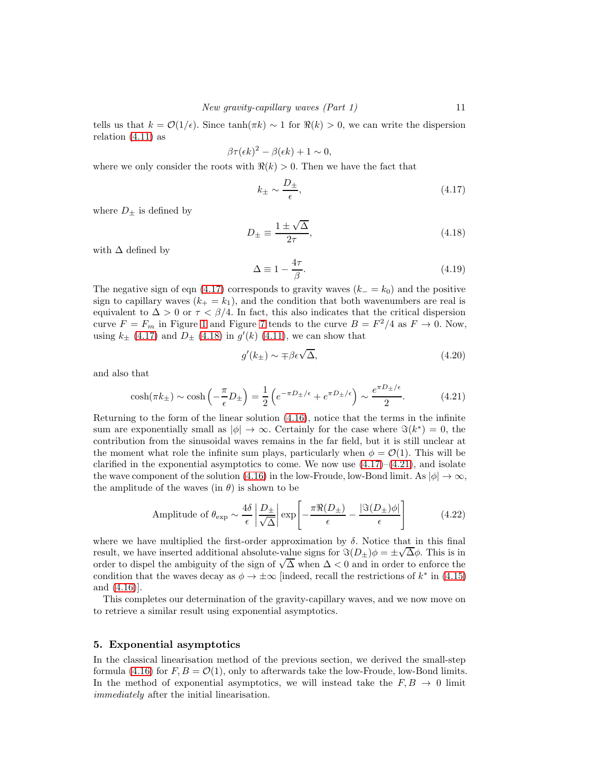tells us that $k = \mathcal{O}(1/\epsilon)$. Since $\tanh(\pi k) \sim 1$ for $\Re(k) > 0$, we can write the dispersion relation (4.11) as

$$\beta\tau(\epsilon k)^2 - \beta(\epsilon k) + 1 \sim 0,$$

where we only consider the roots with $\Re(k) > 0$. Then we have the fact that

$$k_\pm \sim \frac{D_\pm}{\epsilon}, \tag{4.17}$$

where $D_\pm$ is defined by

$$D_\pm \equiv \frac{1 \pm \sqrt{\Delta}}{2\tau}, \tag{4.18}$$

with $\Delta$ defined by

$$\Delta \equiv 1 - \frac{4\tau}{\beta}. \tag{4.19}$$

The negative sign of eqn (4.17) corresponds to gravity waves ($k_- = k_0$) and the positive sign to capillary waves ($k_+ = k_1$), and the condition that both wavenumbers are real is equivalent to $\Delta > 0$ or $\tau < \beta/4$. In fact, this also indicates that the critical dispersion curve $F = F_m$ in Figure 1 and Figure 7 tends to the curve $B = F^2/4$ as $F \to 0$. Now, using $k_\pm$ (4.17) and $D_\pm$ (4.18) in $g'(k)$ (4.11), we can show that

$$g'(k_\pm) \sim \mp\beta\epsilon\sqrt{\Delta}, \tag{4.20}$$

and also that

$$\cosh(\pi k_\pm) \sim \cosh\left(-\frac{\pi}{\epsilon}D_\pm\right) = \frac{1}{2}\left(e^{-\pi D_\pm/\epsilon} + e^{\pi D_\pm/\epsilon}\right) \sim \frac{e^{\pi D_\pm/\epsilon}}{2}. \tag{4.21}$$

Returning to the form of the linear solution (4.16), notice that the terms in the infinite sum are exponentially small as $|\phi| \to \infty$. Certainly for the case where $\Im(k^*) = 0$, the contribution from the sinusoidal waves remains in the far field, but it is still unclear at the moment what role the infinite sum plays, particularly when $\phi = \mathcal{O}(1)$. This will be clarified in the exponential asymptotics to come. We now use (4.17)–(4.21), and isolate the wave component of the solution (4.16) in the low-Froude, low-Bond limit. As $|\phi| \to \infty$, the amplitude of the waves (in $\theta$) is shown to be

$$\text{Amplitude of } \theta_{\text{exp}} \sim \frac{4\delta}{\epsilon}\left|\frac{D_\pm}{\sqrt{\Delta}}\right| \exp\left[-\frac{\pi\Re(D_\pm)}{\epsilon} - \frac{|\Im(D_\pm)\phi|}{\epsilon}\right] \tag{4.22}$$

where we have multiplied the first-order approximation by $\delta$. Notice that in this final result, we have inserted additional absolute-value signs for $\Im(D_\pm)\phi = \pm\sqrt{\Delta}\phi$. This is in order to dispel the ambiguity of the sign of $\sqrt{\Delta}$ when $\Delta < 0$ and in order to enforce the condition that the waves decay as $\phi \to \pm\infty$ [indeed, recall the restrictions of $k^*$ in (4.15) and (4.16)].

This completes our determination of the gravity-capillary waves, and we now move on to retrieve a similar result using exponential asymptotics.

## 5. Exponential asymptotics

In the classical linearisation method of the previous section, we derived the small-step formula (4.16) for $F, B = \mathcal{O}(1)$, only to afterwards take the low-Froude, low-Bond limits. In the method of exponential asymptotics, we will instead take the $F, B \to 0$ limit *immediately* after the initial linearisation.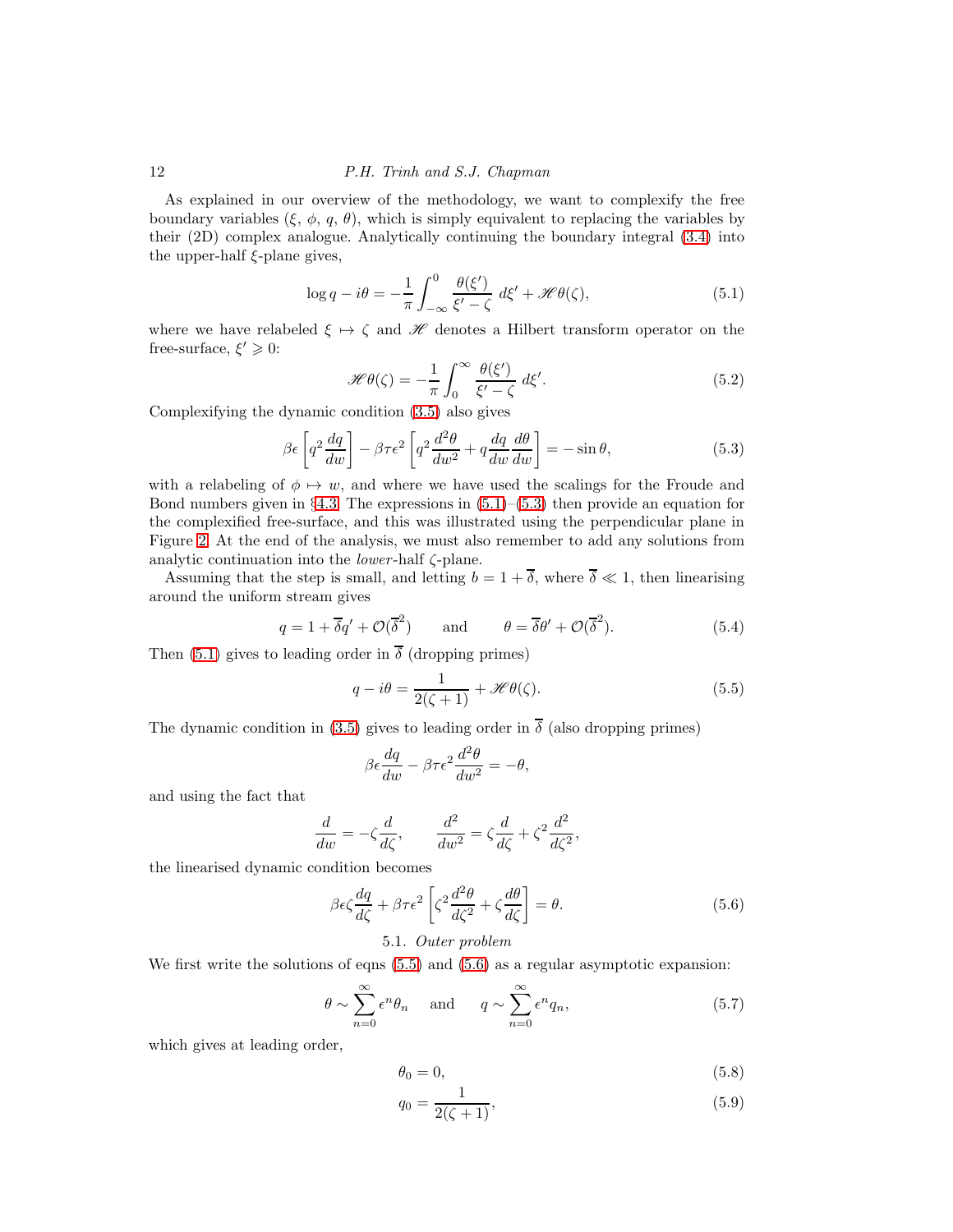As explained in our overview of the methodology, we want to complexify the free boundary variables ($\xi$, $\phi$, $q$, $\theta$), which is simply equivalent to replacing the variables by their (2D) complex analogue. Analytically continuing the boundary integral (3.4) into the upper-half $\xi$-plane gives,

$$\log q - i\theta = -\frac{1}{\pi}\int_{-\infty}^{0} \frac{\theta(\xi')}{\xi' - \zeta}\, d\xi' + \mathscr{H}\theta(\zeta), \tag{5.1}$$

where we have relabeled $\xi \mapsto \zeta$ and $\mathscr{H}$ denotes a Hilbert transform operator on the free-surface, $\xi' \geqslant 0$:

$$\mathscr{H}\theta(\zeta) = -\frac{1}{\pi}\int_{0}^{\infty} \frac{\theta(\xi')}{\xi' - \zeta}\, d\xi'. \tag{5.2}$$

Complexifying the dynamic condition (3.5) also gives

$$\beta\epsilon\left[q^2 \frac{dq}{dw}\right] - \beta\tau\epsilon^2\left[q^2\frac{d^2\theta}{dw^2} + q\frac{dq}{dw}\frac{d\theta}{dw}\right] = -\sin\theta, \tag{5.3}$$

with a relabeling of $\phi \mapsto w$, and where we have used the scalings for the Froude and Bond numbers given in §4.3. The expressions in (5.1)–(5.3) then provide an equation for the complexified free-surface, and this was illustrated using the perpendicular plane in Figure 2. At the end of the analysis, we must also remember to add any solutions from analytic continuation into the *lower*-half $\zeta$-plane.

Assuming that the step is small, and letting $b = 1 + \overline{\delta}$, where $\overline{\delta} \ll 1$, then linearising around the uniform stream gives

$$q = 1 + \overline{\delta} q' + \mathcal{O}(\overline{\delta}^2) \qquad \text{and} \qquad \theta = \overline{\delta}\theta' + \mathcal{O}(\overline{\delta}^2). \tag{5.4}$$

Then (5.1) gives to leading order in $\overline{\delta}$ (dropping primes)

$$q - i\theta = \frac{1}{2(\zeta+1)} + \mathscr{H}\theta(\zeta). \tag{5.5}$$

The dynamic condition in (3.5) gives to leading order in $\overline{\delta}$ (also dropping primes)

$$\beta\epsilon\frac{dq}{dw} - \beta\tau\epsilon^2\frac{d^2\theta}{dw^2} = -\theta,$$

and using the fact that

$$\frac{d}{dw} = -\zeta\frac{d}{d\zeta}, \qquad \frac{d^2}{dw^2} = \zeta\frac{d}{d\zeta} + \zeta^2\frac{d^2}{d\zeta^2},$$

the linearised dynamic condition becomes

$$\beta\epsilon\zeta\frac{dq}{d\zeta} + \beta\tau\epsilon^2\left[\zeta^2\frac{d^2\theta}{d\zeta^2} + \zeta\frac{d\theta}{d\zeta}\right] = \theta. \tag{5.6}$$

### 5.1. *Outer problem*

We first write the solutions of eqns (5.5) and (5.6) as a regular asymptotic expansion:

$$\theta \sim \sum_{n=0}^{\infty} \epsilon^n \theta_n \quad \text{and} \quad q \sim \sum_{n=0}^{\infty} \epsilon^n q_n, \tag{5.7}$$

which gives at leading order,

$$\theta_0 = 0, \tag{5.8}$$

$$q_0 = \frac{1}{2(\zeta+1)}, \tag{5.9}$$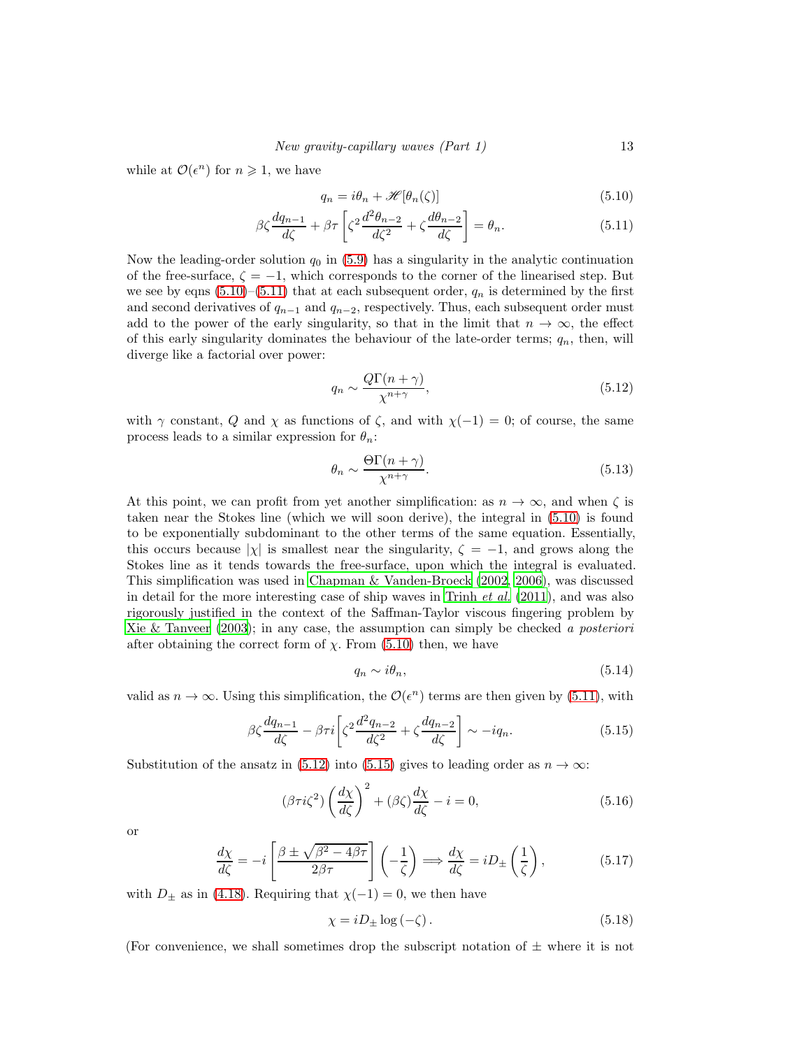while at $\mathcal{O}(\epsilon^n)$ for $n \geqslant 1$, we have

$$q_n = i\theta_n + \mathscr{H}[\theta_n(\zeta)] \tag{5.10}$$

$$\beta\zeta \frac{dq_{n-1}}{d\zeta} + \beta\tau \left[ \zeta^2 \frac{d^2\theta_{n-2}}{d\zeta^2} + \zeta \frac{d\theta_{n-2}}{d\zeta} \right] = \theta_n. \tag{5.11}$$

Now the leading-order solution $q_0$ in (5.9) has a singularity in the analytic continuation of the free-surface, $\zeta = -1$, which corresponds to the corner of the linearised step. But we see by eqns (5.10)–(5.11) that at each subsequent order, $q_n$ is determined by the first and second derivatives of $q_{n-1}$ and $q_{n-2}$, respectively. Thus, each subsequent order must add to the power of the early singularity, so that in the limit that $n \to \infty$, the effect of this early singularity dominates the behaviour of the late-order terms; $q_n$, then, will diverge like a factorial over power:

$$q_n \sim \frac{Q\Gamma(n+\gamma)}{\chi^{n+\gamma}}, \tag{5.12}$$

with $\gamma$ constant, $Q$ and $\chi$ as functions of $\zeta$, and with $\chi(-1) = 0$; of course, the same process leads to a similar expression for $\theta_n$:

$$\theta_n \sim \frac{\Theta\Gamma(n+\gamma)}{\chi^{n+\gamma}}. \tag{5.13}$$

At this point, we can profit from yet another simplification: as $n \to \infty$, and when $\zeta$ is taken near the Stokes line (which we will soon derive), the integral in (5.10) is found to be exponentially subdominant to the other terms of the same equation. Essentially, this occurs because $|\chi|$ is smallest near the singularity, $\zeta = -1$, and grows along the Stokes line as it tends towards the free-surface, upon which the integral is evaluated. This simplification was used in Chapman & Vanden-Broeck (2002, 2006), was discussed in detail for the more interesting case of ship waves in Trinh *et al.* (2011), and was also rigorously justified in the context of the Saffman-Taylor viscous fingering problem by Xie & Tanveer (2003); in any case, the assumption can simply be checked *a posteriori* after obtaining the correct form of $\chi$. From (5.10) then, we have

$$q_n \sim i\theta_n, \tag{5.14}$$

valid as $n \to \infty$. Using this simplification, the $\mathcal{O}(\epsilon^n)$ terms are then given by (5.11), with

$$\beta\zeta \frac{dq_{n-1}}{d\zeta} - \beta\tau i \left[ \zeta^2 \frac{d^2 q_{n-2}}{d\zeta^2} + \zeta \frac{dq_{n-2}}{d\zeta} \right] \sim -iq_n. \tag{5.15}$$

Substitution of the ansatz in (5.12) into (5.15) gives to leading order as $n \to \infty$:

$$(\beta\tau i\zeta^2) \left( \frac{d\chi}{d\zeta} \right)^2 + (\beta\zeta) \frac{d\chi}{d\zeta} - i = 0, \tag{5.16}$$

or

$$\frac{d\chi}{d\zeta} = -i \left[ \frac{\beta \pm \sqrt{\beta^2 - 4\beta\tau}}{2\beta\tau} \right] \left( -\frac{1}{\zeta} \right) \Longrightarrow \frac{d\chi}{d\zeta} = iD_{\pm} \left( \frac{1}{\zeta} \right), \tag{5.17}$$

with $D_\pm$ as in (4.18). Requiring that $\chi(-1) = 0$, we then have

$$\chi = iD_{\pm} \log(-\zeta). \tag{5.18}$$

(For convenience, we shall sometimes drop the subscript notation of $\pm$ where it is not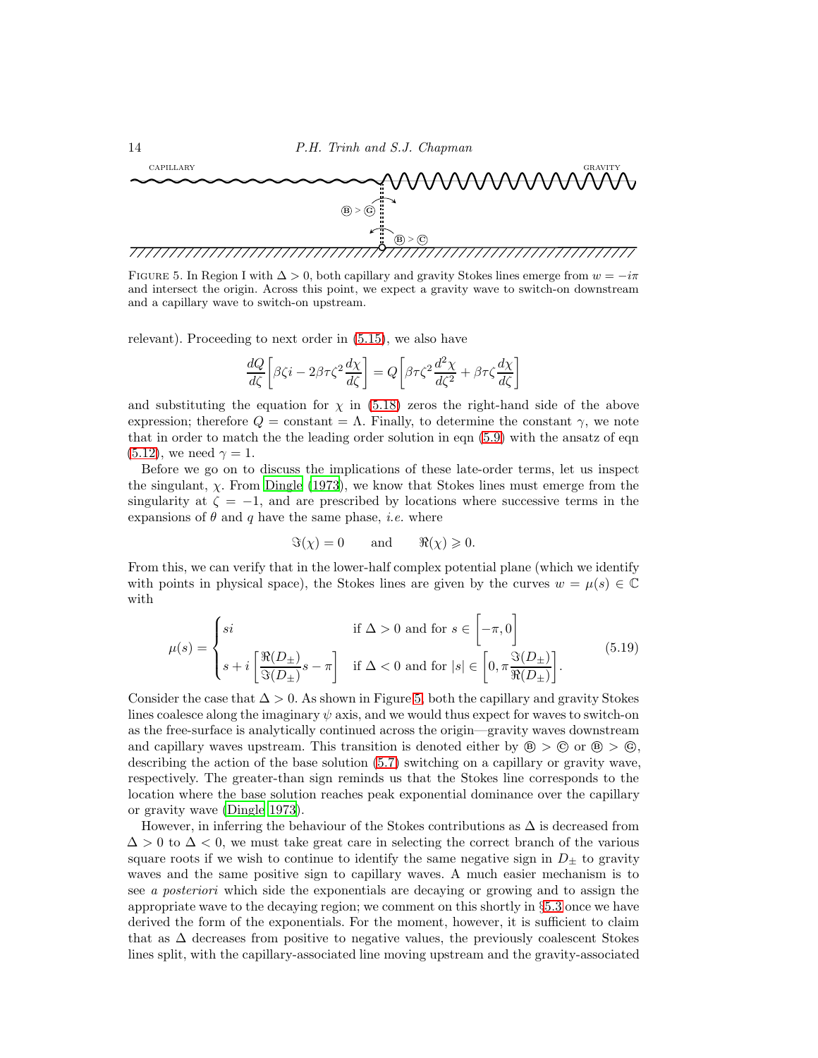FIGURE 5. In Region I with $\Delta > 0$, both capillary and gravity Stokes lines emerge from $w = -i\pi$ and intersect the origin. Across this point, we expect a gravity wave to switch-on downstream and a capillary wave to switch-on upstream.

relevant). Proceeding to next order in (5.15), we also have

$$\frac{dQ}{d\zeta}\left[\beta\zeta i - 2\beta\tau\zeta^2\frac{d\chi}{d\zeta}\right] = Q\left[\beta\tau\zeta^2\frac{d^2\chi}{d\zeta^2} + \beta\tau\zeta\frac{d\chi}{d\zeta}\right]$$

and substituting the equation for $\chi$ in (5.18) zeros the right-hand side of the above expression; therefore $Q = \text{constant} = \Lambda$. Finally, to determine the constant $\gamma$, we note that in order to match the the leading order solution in eqn (5.9) with the ansatz of eqn (5.12), we need $\gamma = 1$.

Before we go on to discuss the implications of these late-order terms, let us inspect the singulant, $\chi$. From Dingle (1973), we know that Stokes lines must emerge from the singularity at $\zeta = -1$, and are prescribed by locations where successive terms in the expansions of $\theta$ and $q$ have the same phase, *i.e.* where

$$\Im(\chi) = 0 \qquad \text{and} \qquad \Re(\chi) \geqslant 0.$$

From this, we can verify that in the lower-half complex potential plane (which we identify with points in physical space), the Stokes lines are given by the curves $w = \mu(s) \in \mathbb{C}$ with

$$\mu(s) = \begin{cases} si & \text{if } \Delta > 0 \text{ and for } s \in \left[-\pi, 0\right] \\ s + i\left[\dfrac{\Re(D_\pm)}{\Im(D_\pm)}s - \pi\right] & \text{if } \Delta < 0 \text{ and for } |s| \in \left[0, \pi\dfrac{\Im(D_\pm)}{\Re(D_\pm)}\right]. \end{cases} \tag{5.19}$$

Consider the case that $\Delta > 0$. As shown in Figure 5, both the capillary and gravity Stokes lines coalesce along the imaginary $\psi$ axis, and we would thus expect for waves to switch-on as the free-surface is analytically continued across the origin—gravity waves downstream and capillary waves upstream. This transition is denoted either by Ⓑ > Ⓒ or Ⓑ > Ⓖ, describing the action of the base solution (5.7) switching on a capillary or gravity wave, respectively. The greater-than sign reminds us that the Stokes line corresponds to the location where the base solution reaches peak exponential dominance over the capillary or gravity wave (Dingle 1973).

However, in inferring the behaviour of the Stokes contributions as $\Delta$ is decreased from $\Delta > 0$ to $\Delta < 0$, we must take great care in selecting the correct branch of the various square roots if we wish to continue to identify the same negative sign in $D_\pm$ to gravity waves and the same positive sign to capillary waves. A much easier mechanism is to see *a posteriori* which side the exponentials are decaying or growing and to assign the appropriate wave to the decaying region; we comment on this shortly in §5.3 once we have derived the form of the exponentials. For the moment, however, it is sufficient to claim that as $\Delta$ decreases from positive to negative values, the previously coalescent Stokes lines split, with the capillary-associated line moving upstream and the gravity-associated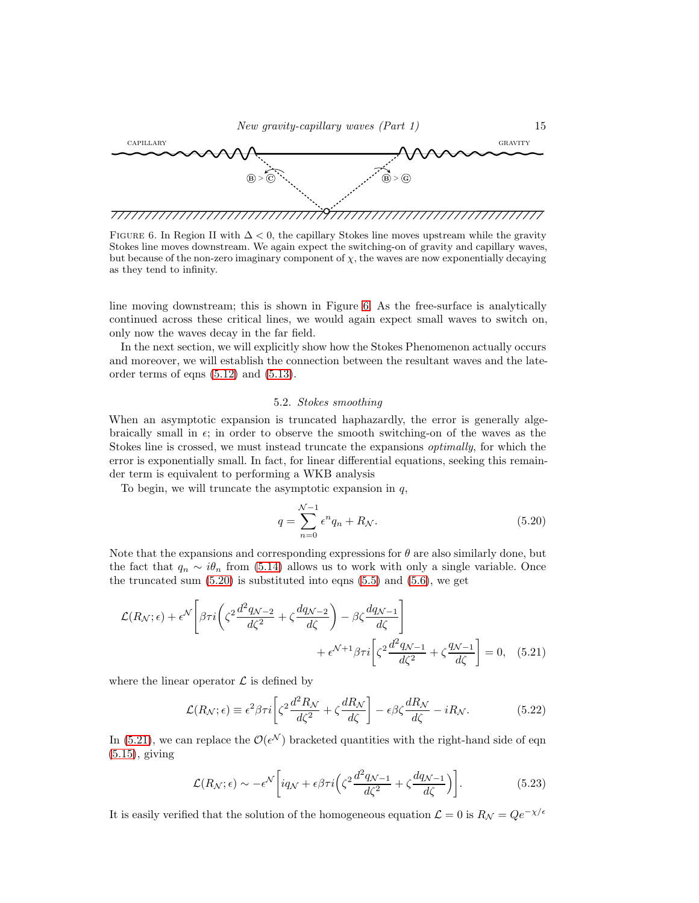FIGURE 6. In Region II with $\Delta < 0$, the capillary Stokes line moves upstream while the gravity Stokes line moves downstream. We again expect the switching-on of gravity and capillary waves, but because of the non-zero imaginary component of $\chi$, the waves are now exponentially decaying as they tend to infinity.

line moving downstream; this is shown in Figure 6. As the free-surface is analytically continued across these critical lines, we would again expect small waves to switch on, only now the waves decay in the far field.

In the next section, we will explicitly show how the Stokes Phenomenon actually occurs and moreover, we will establish the connection between the resultant waves and the late-order terms of eqns (5.12) and (5.13).

### 5.2. *Stokes smoothing*

When an asymptotic expansion is truncated haphazardly, the error is generally algebraically small in $\epsilon$; in order to observe the smooth switching-on of the waves as the Stokes line is crossed, we must instead truncate the expansions *optimally*, for which the error is exponentially small. In fact, for linear differential equations, seeking this remainder term is equivalent to performing a WKB analysis

To begin, we will truncate the asymptotic expansion in $q$,

$$q = \sum_{n=0}^{\mathcal{N}-1} \epsilon^n q_n + R_{\mathcal{N}}. \tag{5.20}$$

Note that the expansions and corresponding expressions for $\theta$ are also similarly done, but the fact that $q_n \sim i\theta_n$ from (5.14) allows us to work with only a single variable. Once the truncated sum (5.20) is substituted into eqns (5.5) and (5.6), we get

$$\mathcal{L}(R_{\mathcal{N}};\epsilon) + \epsilon^{\mathcal{N}}\left[\beta\tau i\left(\zeta^2\frac{d^2 q_{\mathcal{N}-2}}{d\zeta^2} + \zeta\frac{dq_{\mathcal{N}-2}}{d\zeta}\right) - \beta\zeta\frac{dq_{\mathcal{N}-1}}{d\zeta}\right] + \epsilon^{\mathcal{N}+1}\beta\tau i\left[\zeta^2\frac{d^2 q_{\mathcal{N}-1}}{d\zeta^2} + \zeta\frac{q_{\mathcal{N}-1}}{d\zeta}\right] = 0, \tag{5.21}$$

where the linear operator $\mathcal{L}$ is defined by

$$\mathcal{L}(R_{\mathcal{N}};\epsilon) \equiv \epsilon^2\beta\tau i\left[\zeta^2\frac{d^2 R_{\mathcal{N}}}{d\zeta^2} + \zeta\frac{dR_{\mathcal{N}}}{d\zeta}\right] - \epsilon\beta\zeta\frac{dR_{\mathcal{N}}}{d\zeta} - iR_{\mathcal{N}}. \tag{5.22}$$

In (5.21), we can replace the $\mathcal{O}(\epsilon^{\mathcal{N}})$ bracketed quantities with the right-hand side of eqn (5.15), giving

$$\mathcal{L}(R_{\mathcal{N}};\epsilon) \sim -\epsilon^{\mathcal{N}}\left[iq_{\mathcal{N}} + \epsilon\beta\tau i\left(\zeta^2\frac{d^2 q_{\mathcal{N}-1}}{d\zeta^2} + \zeta\frac{dq_{\mathcal{N}-1}}{d\zeta}\right)\right]. \tag{5.23}$$

It is easily verified that the solution of the homogeneous equation $\mathcal{L} = 0$ is $R_{\mathcal{N}} = Qe^{-\chi/\epsilon}$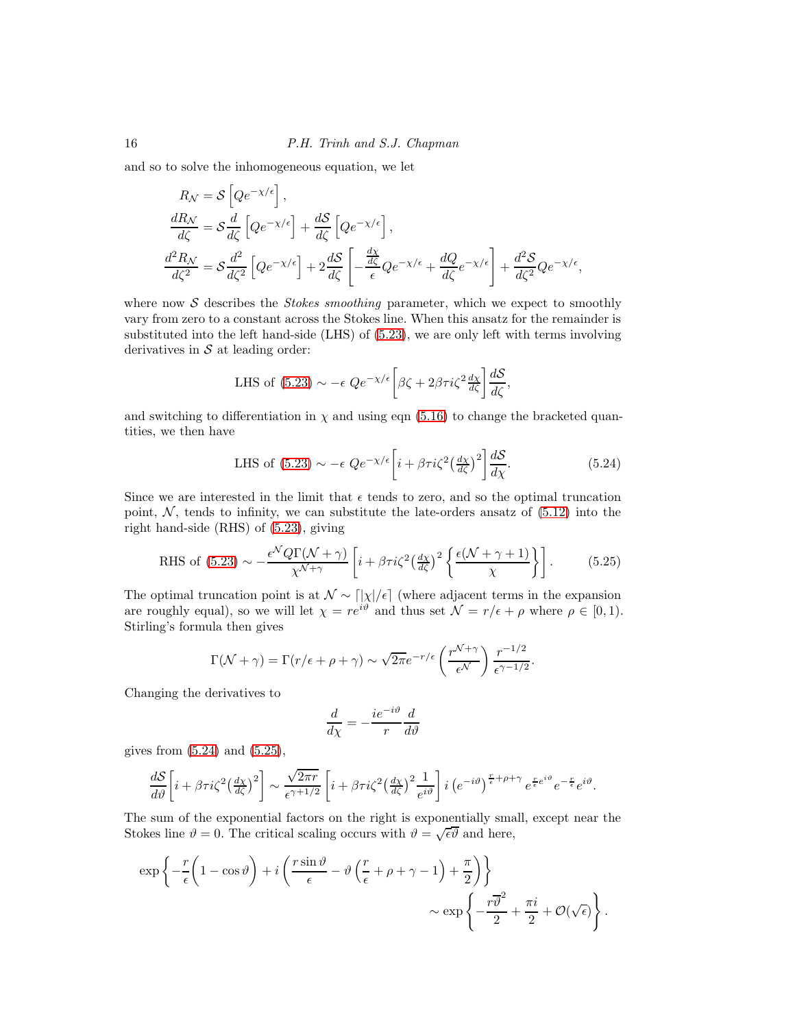and so to solve the inhomogeneous equation, we let

$$
\begin{aligned}
R_{\mathcal{N}} &= \mathcal{S}\left[Qe^{-\chi/\epsilon}\right], \\
\frac{dR_{\mathcal{N}}}{d\zeta} &= \mathcal{S}\frac{d}{d\zeta}\left[Qe^{-\chi/\epsilon}\right] + \frac{d\mathcal{S}}{d\zeta}\left[Qe^{-\chi/\epsilon}\right], \\
\frac{d^2R_{\mathcal{N}}}{d\zeta^2} &= \mathcal{S}\frac{d^2}{d\zeta^2}\left[Qe^{-\chi/\epsilon}\right] + 2\frac{d\mathcal{S}}{d\zeta}\left[-\frac{\frac{d\chi}{d\zeta}}{\epsilon}Qe^{-\chi/\epsilon} + \frac{dQ}{d\zeta}e^{-\chi/\epsilon}\right] + \frac{d^2\mathcal{S}}{d\zeta^2}Qe^{-\chi/\epsilon},
\end{aligned}
$$

where now $\mathcal{S}$ describes the *Stokes smoothing* parameter, which we expect to smoothly vary from zero to a constant across the Stokes line. When this ansatz for the remainder is substituted into the left hand-side (LHS) of (5.23), we are only left with terms involving derivatives in $\mathcal{S}$ at leading order:

$$
\text{LHS of (5.23)} \sim -\epsilon\; Qe^{-\chi/\epsilon}\left[\beta\zeta + 2\beta\tau i\zeta^2\tfrac{d\chi}{d\zeta}\right]\frac{d\mathcal{S}}{d\zeta},
$$

and switching to differentiation in $\chi$ and using eqn (5.16) to change the bracketed quantities, we then have

$$
\text{LHS of (5.23)} \sim -\epsilon\; Qe^{-\chi/\epsilon}\left[i + \beta\tau i\zeta^2\left(\tfrac{d\chi}{d\zeta}\right)^2\right]\frac{d\mathcal{S}}{d\chi}. \tag{5.24}
$$

Since we are interested in the limit that $\epsilon$ tends to zero, and so the optimal truncation point, $\mathcal{N}$, tends to infinity, we can substitute the late-orders ansatz of (5.12) into the right hand-side (RHS) of (5.23), giving

$$
\text{RHS of (5.23)} \sim -\frac{\epsilon^{\mathcal{N}}Q\Gamma(\mathcal{N}+\gamma)}{\chi^{\mathcal{N}+\gamma}}\left[i + \beta\tau i\zeta^2\left(\tfrac{d\chi}{d\zeta}\right)^2\left\{\frac{\epsilon(\mathcal{N}+\gamma+1)}{\chi}\right\}\right]. \tag{5.25}
$$

The optimal truncation point is at $\mathcal{N} \sim \lceil|\chi|/\epsilon\rceil$ (where adjacent terms in the expansion are roughly equal), so we will let $\chi = re^{i\vartheta}$ and thus set $\mathcal{N} = r/\epsilon + \rho$ where $\rho \in [0, 1)$. Stirling's formula then gives

$$
\Gamma(\mathcal{N}+\gamma) = \Gamma(r/\epsilon+\rho+\gamma) \sim \sqrt{2\pi}e^{-r/\epsilon}\left(\frac{r^{\mathcal{N}+\gamma}}{\epsilon^{\mathcal{N}}}\right)\frac{r^{-1/2}}{\epsilon^{\gamma-1/2}}.
$$

Changing the derivatives to

$$
\frac{d}{d\chi} = -\frac{ie^{-i\vartheta}}{r}\frac{d}{d\vartheta}
$$

gives from (5.24) and (5.25),

$$
\frac{d\mathcal{S}}{d\vartheta}\left[i + \beta\tau i\zeta^2\left(\tfrac{d\chi}{d\zeta}\right)^2\right] \sim \frac{\sqrt{2\pi r}}{\epsilon^{\gamma+1/2}}\left[i + \beta\tau i\zeta^2\left(\tfrac{d\chi}{d\zeta}\right)^2\frac{1}{e^{i\vartheta}}\right] i\left(e^{-i\vartheta}\right)^{\frac{r}{\epsilon}+\rho+\gamma}e^{\frac{r}{\epsilon}e^{i\vartheta}}e^{-\frac{r}{\epsilon}}e^{i\vartheta}.
$$

The sum of the exponential factors on the right is exponentially small, except near the Stokes line $\vartheta = 0$. The critical scaling occurs with $\vartheta = \sqrt{\epsilon}\overline{\vartheta}$ and here,

$$
\exp\left\{-\frac{r}{\epsilon}\left(1-\cos\vartheta\right) + i\left(\frac{r\sin\vartheta}{\epsilon} - \vartheta\left(\frac{r}{\epsilon}+\rho+\gamma-1\right) + \frac{\pi}{2}\right)\right\}
$$
$$
\sim \exp\left\{-\frac{r\overline{\vartheta}^2}{2} + \frac{\pi i}{2} + \mathcal{O}(\sqrt{\epsilon})\right\}.
$$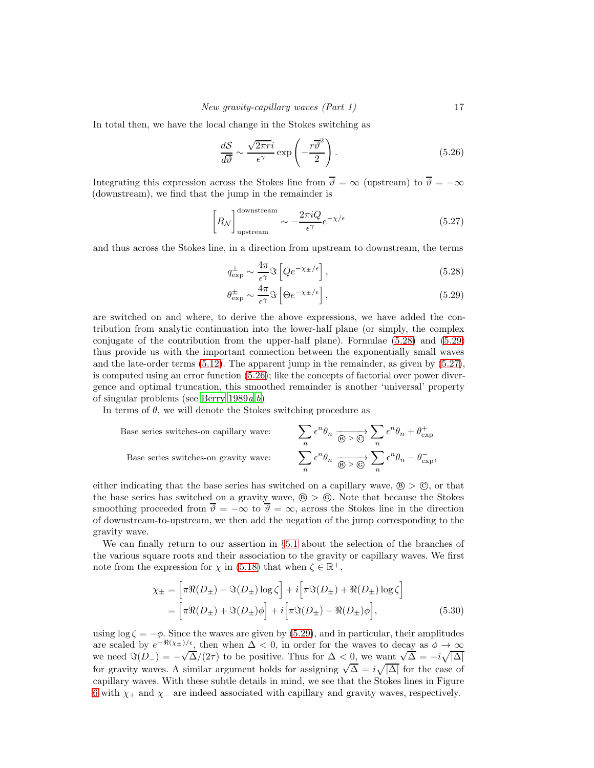In total then, we have the local change in the Stokes switching as

$$\frac{d\mathcal{S}}{d\overline{\vartheta}} \sim \frac{\sqrt{2\pi r}i}{\epsilon^{\gamma}} \exp\left(-\frac{r\overline{\vartheta}^2}{2}\right). \tag{5.26}$$

Integrating this expression across the Stokes line from $\overline{\vartheta} = \infty$ (upstream) to $\overline{\vartheta} = -\infty$ (downstream), we find that the jump in the remainder is

$$\Big[R_{\mathcal{N}}\Big]_{\text{upstream}}^{\text{downstream}} \sim -\frac{2\pi i Q}{\epsilon^{\gamma}} e^{-\chi/\epsilon} \tag{5.27}$$

and thus across the Stokes line, in a direction from upstream to downstream, the terms

$$q_{\text{exp}}^{\pm} \sim \frac{4\pi}{\epsilon^{\gamma}} \Im\left[Q e^{-\chi_{\pm}/\epsilon}\right], \tag{5.28}$$

$$\theta_{\text{exp}}^{\pm} \sim \frac{4\pi}{\epsilon^{\gamma}} \Im\left[\Theta e^{-\chi_{\pm}/\epsilon}\right], \tag{5.29}$$

are switched on and where, to derive the above expressions, we have added the contribution from analytic continuation into the lower-half plane (or simply, the complex conjugate of the contribution from the upper-half plane). Formulae (5.28) and (5.29) thus provide us with the important connection between the exponentially small waves and the late-order terms (5.12). The apparent jump in the remainder, as given by (5.27), is computed using an error function (5.26); like the concepts of factorial over power divergence and optimal truncation, this smoothed remainder is another 'universal' property of singular problems (see Berry 1989*a*,*b*)

In terms of $\theta$, we will denote the Stokes switching procedure as

$$\text{Base series switches-on capillary wave:} \qquad \sum_n \epsilon^n \theta_n \xrightarrow[\text{Ⓑ} > \text{Ⓒ}]{} \sum_n \epsilon^n \theta_n + \theta_{\text{exp}}^{+}$$

$$\text{Base series switches-on gravity wave:} \qquad \sum_n \epsilon^n \theta_n \xrightarrow[\text{Ⓑ} > \text{Ⓖ}]{} \sum_n \epsilon^n \theta_n - \theta_{\text{exp}}^{-},$$

either indicating that the base series has switched on a capillary wave, Ⓑ > Ⓒ, or that the base series has switched on a gravity wave, Ⓑ > Ⓖ. Note that because the Stokes smoothing proceeded from $\overline{\vartheta} = -\infty$ to $\overline{\vartheta} = \infty$, across the Stokes line in the direction of downstream-to-upstream, we then add the negation of the jump corresponding to the gravity wave.

We can finally return to our assertion in §5.1 about the selection of the branches of the various square roots and their association to the gravity or capillary waves. We first note from the expression for $\chi$ in (5.18) that when $\zeta \in \mathbb{R}^+$,

$$\begin{aligned}
\chi_{\pm} &= \Big[\pi\Re(D_{\pm}) - \Im(D_{\pm})\log\zeta\Big] + i\Big[\pi\Im(D_{\pm}) + \Re(D_{\pm})\log\zeta\Big] \\
&= \Big[\pi\Re(D_{\pm}) + \Im(D_{\pm})\phi\Big] + i\Big[\pi\Im(D_{\pm}) - \Re(D_{\pm})\phi\Big],
\end{aligned} \tag{5.30}$$

using $\log\zeta = -\phi$. Since the waves are given by (5.29), and in particular, their amplitudes are scaled by $e^{-\Re(\chi_{\pm})/\epsilon}$, then when $\Delta < 0$, in order for the waves to decay as $\phi \to \infty$ we need $\Im(D_{-}) = -\sqrt{\Delta}/(2\tau)$ to be positive. Thus for $\Delta < 0$, we want $\sqrt{\Delta} = -i\sqrt{|\Delta|}$ for gravity waves. A similar argument holds for assigning $\sqrt{\Delta} = i\sqrt{|\Delta|}$ for the case of capillary waves. With these subtle details in mind, we see that the Stokes lines in Figure 6 with $\chi_{+}$ and $\chi_{-}$ are indeed associated with capillary and gravity waves, respectively.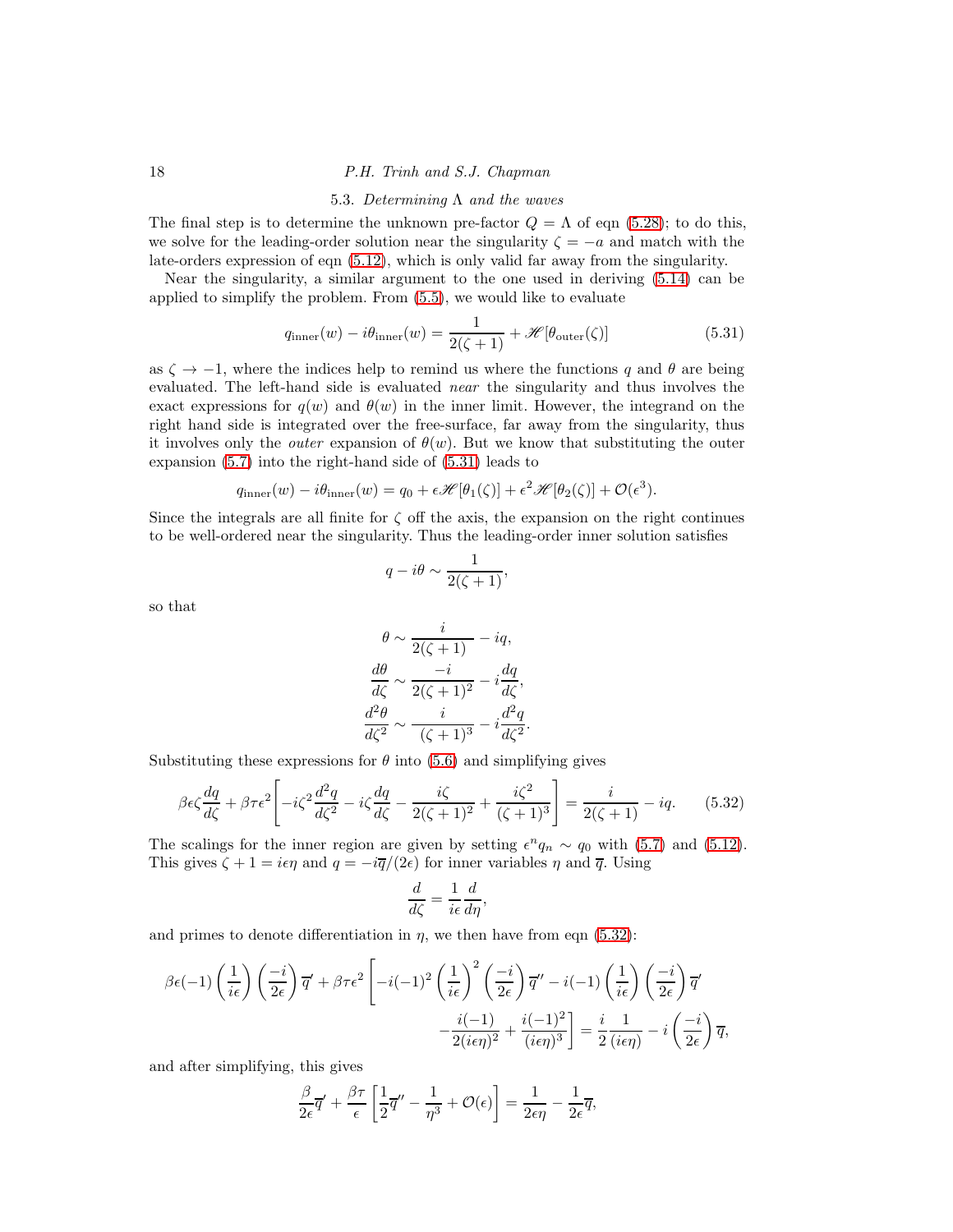### 5.3. *Determining* $\Lambda$ *and the waves*

The final step is to determine the unknown pre-factor $Q = \Lambda$ of eqn (5.28); to do this, we solve for the leading-order solution near the singularity $\zeta = -a$ and match with the late-orders expression of eqn (5.12), which is only valid far away from the singularity.

Near the singularity, a similar argument to the one used in deriving (5.14) can be applied to simplify the problem. From (5.5), we would like to evaluate

$$q_{\text{inner}}(w) - i\theta_{\text{inner}}(w) = \frac{1}{2(\zeta+1)} + \mathscr{H}[\theta_{\text{outer}}(\zeta)] \tag{5.31}$$

as $\zeta \to -1$, where the indices help to remind us where the functions $q$ and $\theta$ are being evaluated. The left-hand side is evaluated *near* the singularity and thus involves the exact expressions for $q(w)$ and $\theta(w)$ in the inner limit. However, the integrand on the right hand side is integrated over the free-surface, far away from the singularity, thus it involves only the *outer* expansion of $\theta(w)$. But we know that substituting the outer expansion (5.7) into the right-hand side of (5.31) leads to

$$q_{\text{inner}}(w) - i\theta_{\text{inner}}(w) = q_0 + \epsilon\mathscr{H}[\theta_1(\zeta)] + \epsilon^2\mathscr{H}[\theta_2(\zeta)] + \mathcal{O}(\epsilon^3).$$

Since the integrals are all finite for $\zeta$ off the axis, the expansion on the right continues to be well-ordered near the singularity. Thus the leading-order inner solution satisfies

$$q - i\theta \sim \frac{1}{2(\zeta+1)},$$

so that

$$\theta \sim \frac{i}{2(\zeta+1)} - iq,$$

$$\frac{d\theta}{d\zeta} \sim \frac{-i}{2(\zeta+1)^2} - i\frac{dq}{d\zeta},$$

$$\frac{d^2\theta}{d\zeta^2} \sim \frac{i}{(\zeta+1)^3} - i\frac{d^2q}{d\zeta^2}.$$

Substituting these expressions for $\theta$ into (5.6) and simplifying gives

$$\beta\epsilon\zeta\frac{dq}{d\zeta} + \beta\tau\epsilon^2\left[-i\zeta^2\frac{d^2q}{d\zeta^2} - i\zeta\frac{dq}{d\zeta} - \frac{i\zeta}{2(\zeta+1)^2} + \frac{i\zeta^2}{(\zeta+1)^3}\right] = \frac{i}{2(\zeta+1)} - iq. \tag{5.32}$$

The scalings for the inner region are given by setting $\epsilon^n q_n \sim q_0$ with (5.7) and (5.12). This gives $\zeta + 1 = i\epsilon\eta$ and $q = -i\overline{q}/(2\epsilon)$ for inner variables $\eta$ and $\overline{q}$. Using

$$\frac{d}{d\zeta} = \frac{1}{i\epsilon}\frac{d}{d\eta},$$

and primes to denote differentiation in $\eta$, we then have from eqn (5.32):

$$\beta\epsilon(-1)\left(\frac{1}{i\epsilon}\right)\left(\frac{-i}{2\epsilon}\right)\overline{q}' + \beta\tau\epsilon^2\left[-i(-1)^2\left(\frac{1}{i\epsilon}\right)^2\left(\frac{-i}{2\epsilon}\right)\overline{q}'' - i(-1)\left(\frac{1}{i\epsilon}\right)\left(\frac{-i}{2\epsilon}\right)\overline{q}' \right.$$
$$\left. - \frac{i(-1)}{2(i\epsilon\eta)^2} + \frac{i(-1)^2}{(i\epsilon\eta)^3}\right] = \frac{i}{2}\frac{1}{(i\epsilon\eta)} - i\left(\frac{-i}{2\epsilon}\right)\overline{q},$$

and after simplifying, this gives

$$\frac{\beta}{2\epsilon}\overline{q}' + \frac{\beta\tau}{\epsilon}\left[\frac{1}{2}\overline{q}'' - \frac{1}{\eta^3} + \mathcal{O}(\epsilon)\right] = \frac{1}{2\epsilon\eta} - \frac{1}{2\epsilon}\overline{q},$$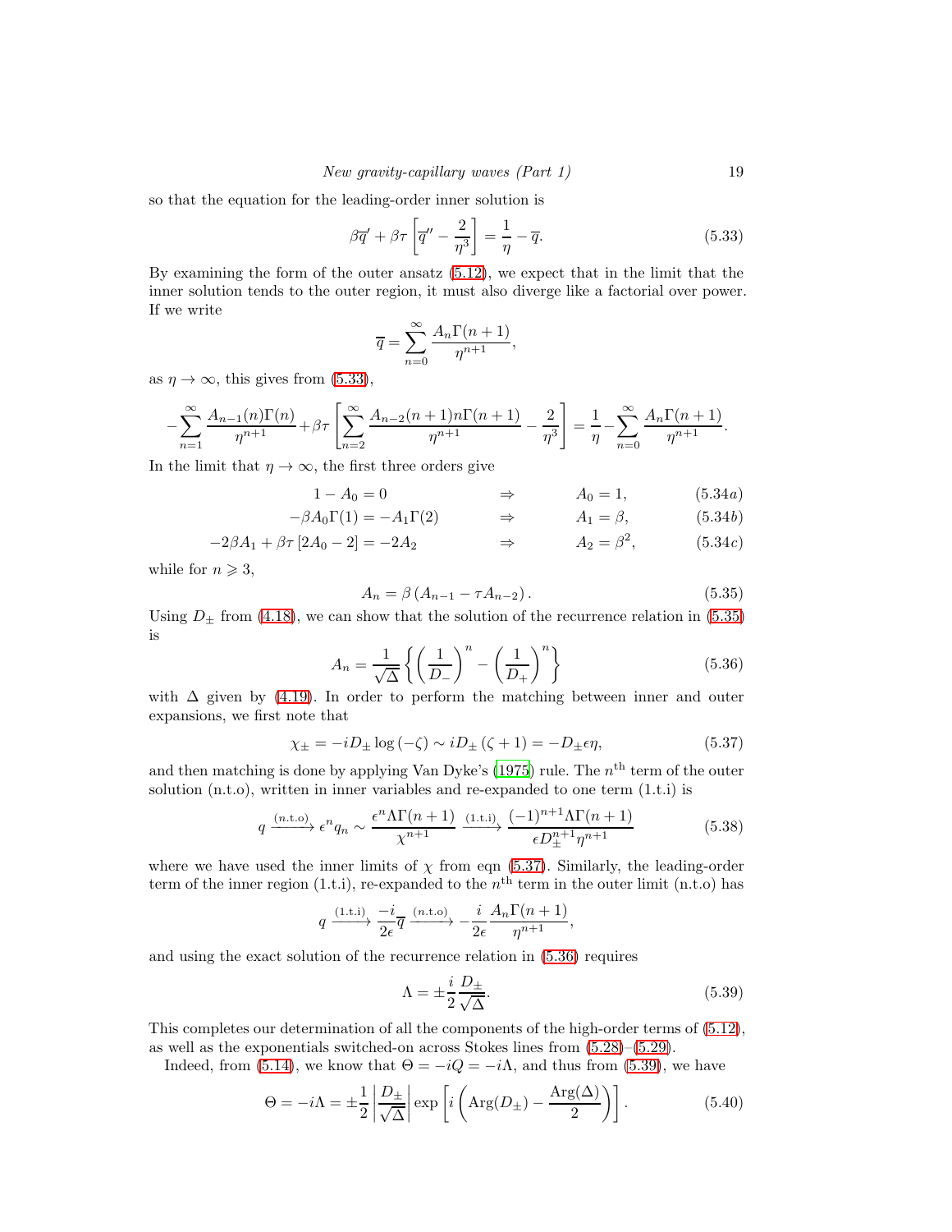so that the equation for the leading-order inner solution is

$$\beta \overline{q}' + \beta\tau \left[ \overline{q}'' - \frac{2}{\eta^3} \right] = \frac{1}{\eta} - \overline{q}. \tag{5.33}$$

By examining the form of the outer ansatz (5.12), we expect that in the limit that the inner solution tends to the outer region, it must also diverge like a factorial over power. If we write

$$\overline{q} = \sum_{n=0}^{\infty} \frac{A_n \Gamma(n+1)}{\eta^{n+1}},$$

as $\eta \to \infty$, this gives from (5.33),

$$-\sum_{n=1}^{\infty} \frac{A_{n-1}(n)\Gamma(n)}{\eta^{n+1}} + \beta\tau \left[ \sum_{n=2}^{\infty} \frac{A_{n-2}(n+1)n\Gamma(n+1)}{\eta^{n+1}} - \frac{2}{\eta^3} \right] = \frac{1}{\eta} - \sum_{n=0}^{\infty} \frac{A_n \Gamma(n+1)}{\eta^{n+1}}.$$

In the limit that $\eta \to \infty$, the first three orders give

$$1 - A_0 = 0 \qquad \Rightarrow \qquad A_0 = 1, \tag{5.34a}$$

$$-\beta A_0 \Gamma(1) = -A_1 \Gamma(2) \qquad \Rightarrow \qquad A_1 = \beta, \tag{5.34b}$$

$$-2\beta A_1 + \beta\tau \left[ 2A_0 - 2 \right] = -2A_2 \qquad \Rightarrow \qquad A_2 = \beta^2, \tag{5.34c}$$

while for $n \geqslant 3$,

$$A_n = \beta \left( A_{n-1} - \tau A_{n-2} \right). \tag{5.35}$$

Using $D_\pm$ from (4.18), we can show that the solution of the recurrence relation in (5.35) is

$$A_n = \frac{1}{\sqrt{\Delta}} \left\{ \left( \frac{1}{D_-} \right)^n - \left( \frac{1}{D_+} \right)^n \right\} \tag{5.36}$$

with $\Delta$ given by (4.19). In order to perform the matching between inner and outer expansions, we first note that

$$\chi_\pm = -iD_\pm \log(-\zeta) \sim iD_\pm (\zeta + 1) = -D_\pm \epsilon\eta, \tag{5.37}$$

and then matching is done by applying Van Dyke's (1975) rule. The $n^{\text{th}}$ term of the outer solution (n.t.o), written in inner variables and re-expanded to one term (1.t.i) is

$$q \xrightarrow{\text{(n.t.o)}} \epsilon^n q_n \sim \frac{\epsilon^n \Lambda \Gamma(n+1)}{\chi^{n+1}} \xrightarrow{\text{(1.t.i)}} \frac{(-1)^{n+1} \Lambda \Gamma(n+1)}{\epsilon D_\pm^{n+1} \eta^{n+1}} \tag{5.38}$$

where we have used the inner limits of $\chi$ from eqn (5.37). Similarly, the leading-order term of the inner region (1.t.i), re-expanded to the $n^{\text{th}}$ term in the outer limit (n.t.o) has

$$q \xrightarrow{\text{(1.t.i)}} \frac{-i}{2\epsilon} \overline{q} \xrightarrow{\text{(n.t.o)}} -\frac{i}{2\epsilon} \frac{A_n \Gamma(n+1)}{\eta^{n+1}},$$

and using the exact solution of the recurrence relation in (5.36) requires

$$\Lambda = \pm \frac{i}{2} \frac{D_\pm}{\sqrt{\Delta}}. \tag{5.39}$$

This completes our determination of all the components of the high-order terms of (5.12), as well as the exponentials switched-on across Stokes lines from (5.28)–(5.29).

Indeed, from (5.14), we know that $\Theta = -iQ = -i\Lambda$, and thus from (5.39), we have

$$\Theta = -i\Lambda = \pm \frac{1}{2} \left| \frac{D_\pm}{\sqrt{\Delta}} \right| \exp \left[ i \left( \operatorname{Arg}(D_\pm) - \frac{\operatorname{Arg}(\Delta)}{2} \right) \right]. \tag{5.40}$$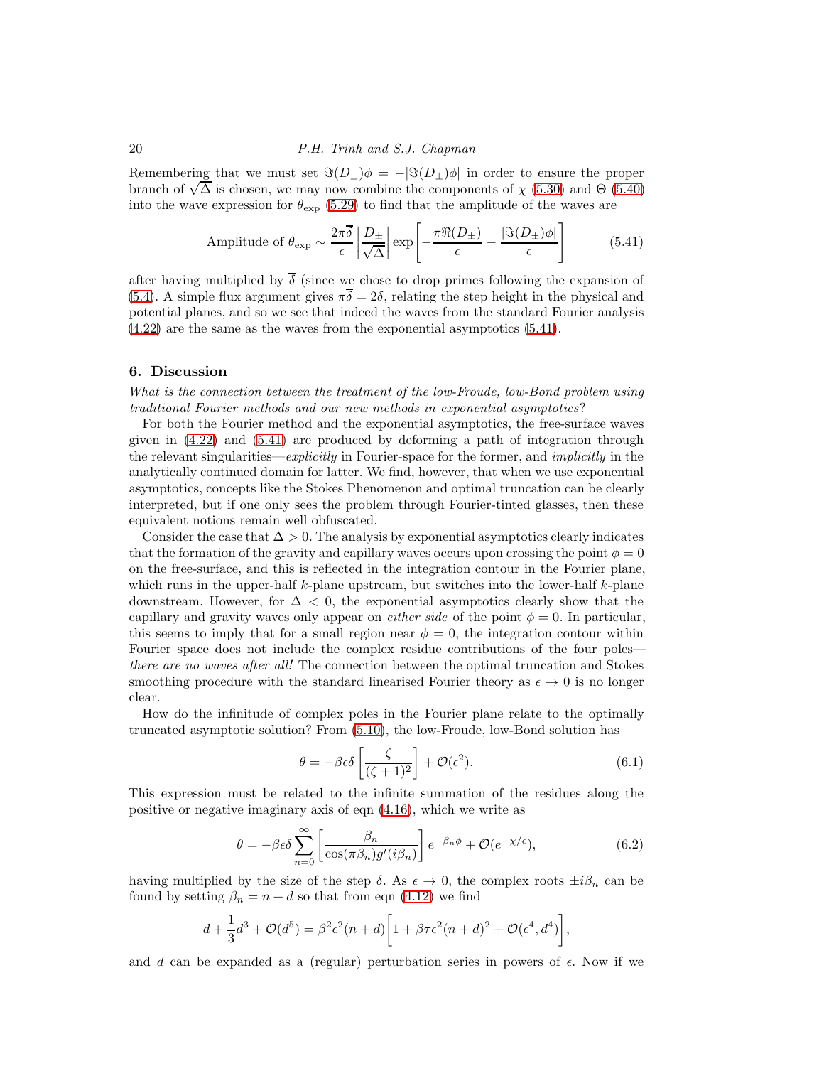Remembering that we must set $\Im(D_\pm)\phi = -|\Im(D_\pm)\phi|$ in order to ensure the proper branch of $\sqrt{\Delta}$ is chosen, we may now combine the components of $\chi$ (5.30) and $\Theta$ (5.40) into the wave expression for $\theta_{\text{exp}}$ (5.29) to find that the amplitude of the waves are

$$\text{Amplitude of } \theta_{\text{exp}} \sim \frac{2\pi\overline{\delta}}{\epsilon}\left|\frac{D_\pm}{\sqrt{\Delta}}\right| \exp\left[-\frac{\pi\Re(D_\pm)}{\epsilon} - \frac{|\Im(D_\pm)\phi|}{\epsilon}\right] \tag{5.41}$$

after having multiplied by $\overline{\delta}$ (since we chose to drop primes following the expansion of (5.4). A simple flux argument gives $\pi\overline{\delta} = 2\delta$, relating the step height in the physical and potential planes, and so we see that indeed the waves from the standard Fourier analysis (4.22) are the same as the waves from the exponential asymptotics (5.41).

## 6. Discussion

*What is the connection between the treatment of the low-Froude, low-Bond problem using traditional Fourier methods and our new methods in exponential asymptotics?*

For both the Fourier method and the exponential asymptotics, the free-surface waves given in (4.22) and (5.41) are produced by deforming a path of integration through the relevant singularities—*explicitly* in Fourier-space for the former, and *implicitly* in the analytically continued domain for latter. We find, however, that when we use exponential asymptotics, concepts like the Stokes Phenomenon and optimal truncation can be clearly interpreted, but if one only sees the problem through Fourier-tinted glasses, then these equivalent notions remain well obfuscated.

Consider the case that $\Delta > 0$. The analysis by exponential asymptotics clearly indicates that the formation of the gravity and capillary waves occurs upon crossing the point $\phi = 0$ on the free-surface, and this is reflected in the integration contour in the Fourier plane, which runs in the upper-half $k$-plane upstream, but switches into the lower-half $k$-plane downstream. However, for $\Delta < 0$, the exponential asymptotics clearly show that the capillary and gravity waves only appear on *either side* of the point $\phi = 0$. In particular, this seems to imply that for a small region near $\phi = 0$, the integration contour within Fourier space does not include the complex residue contributions of the four poles—*there are no waves after all!* The connection between the optimal truncation and Stokes smoothing procedure with the standard linearised Fourier theory as $\epsilon \to 0$ is no longer clear.

How do the infinitude of complex poles in the Fourier plane relate to the optimally truncated asymptotic solution? From (5.10), the low-Froude, low-Bond solution has

$$\theta = -\beta\epsilon\delta\left[\frac{\zeta}{(\zeta+1)^2}\right] + \mathcal{O}(\epsilon^2). \tag{6.1}$$

This expression must be related to the infinite summation of the residues along the positive or negative imaginary axis of eqn (4.16), which we write as

$$\theta = -\beta\epsilon\delta\sum_{n=0}^{\infty}\left[\frac{\beta_n}{\cos(\pi\beta_n)g'(i\beta_n)}\right]e^{-\beta_n\phi} + \mathcal{O}(e^{-\chi/\epsilon}), \tag{6.2}$$

having multiplied by the size of the step $\delta$. As $\epsilon \to 0$, the complex roots $\pm i\beta_n$ can be found by setting $\beta_n = n + d$ so that from eqn (4.12) we find

$$d + \frac{1}{3}d^3 + \mathcal{O}(d^5) = \beta^2\epsilon^2(n+d)\left[1 + \beta\tau\epsilon^2(n+d)^2 + \mathcal{O}(\epsilon^4, d^4)\right],$$

and $d$ can be expanded as a (regular) perturbation series in powers of $\epsilon$. Now if we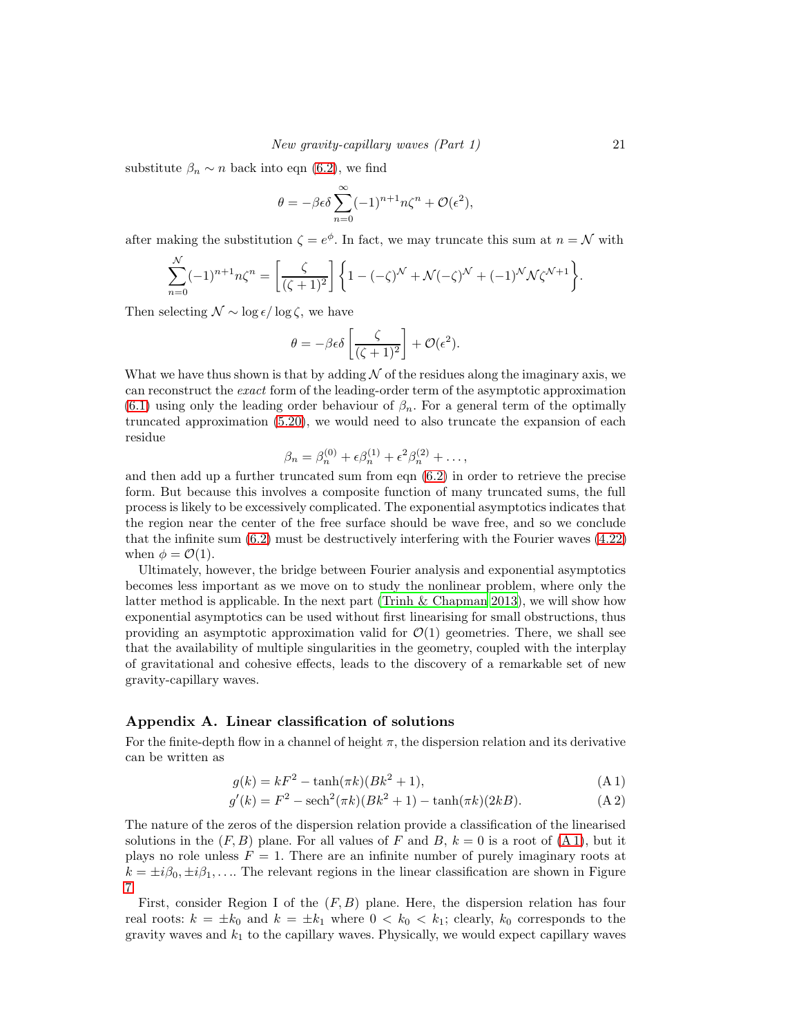substitute $\beta_n \sim n$ back into eqn (6.2), we find

$$\theta = -\beta\epsilon\delta \sum_{n=0}^{\infty} (-1)^{n+1} n\zeta^n + \mathcal{O}(\epsilon^2),$$

after making the substitution $\zeta = e^{\phi}$. In fact, we may truncate this sum at $n = \mathcal{N}$ with

$$\sum_{n=0}^{\mathcal{N}} (-1)^{n+1} n\zeta^n = \left[\frac{\zeta}{(\zeta+1)^2}\right] \left\{1 - (-\zeta)^{\mathcal{N}} + \mathcal{N}(-\zeta)^{\mathcal{N}} + (-1)^{\mathcal{N}} \mathcal{N} \zeta^{\mathcal{N}+1}\right\}.$$

Then selecting $\mathcal{N} \sim \log\epsilon / \log\zeta$, we have

$$\theta = -\beta\epsilon\delta \left[\frac{\zeta}{(\zeta+1)^2}\right] + \mathcal{O}(\epsilon^2).$$

What we have thus shown is that by adding $\mathcal{N}$ of the residues along the imaginary axis, we can reconstruct the *exact* form of the leading-order term of the asymptotic approximation (6.1) using only the leading order behaviour of $\beta_n$. For a general term of the optimally truncated approximation (5.20), we would need to also truncate the expansion of each residue

$$\beta_n = \beta_n^{(0)} + \epsilon\beta_n^{(1)} + \epsilon^2\beta_n^{(2)} + \ldots,$$

and then add up a further truncated sum from eqn (6.2) in order to retrieve the precise form. But because this involves a composite function of many truncated sums, the full process is likely to be excessively complicated. The exponential asymptotics indicates that the region near the center of the free surface should be wave free, and so we conclude that the infinite sum (6.2) must be destructively interfering with the Fourier waves (4.22) when $\phi = \mathcal{O}(1)$.

Ultimately, however, the bridge between Fourier analysis and exponential asymptotics becomes less important as we move on to study the nonlinear problem, where only the latter method is applicable. In the next part (Trinh & Chapman 2013), we will show how exponential asymptotics can be used without first linearising for small obstructions, thus providing an asymptotic approximation valid for $\mathcal{O}(1)$ geometries. There, we shall see that the availability of multiple singularities in the geometry, coupled with the interplay of gravitational and cohesive effects, leads to the discovery of a remarkable set of new gravity-capillary waves.

## Appendix A. Linear classification of solutions

For the finite-depth flow in a channel of height $\pi$, the dispersion relation and its derivative can be written as

$$g(k) = kF^2 - \tanh(\pi k)(Bk^2 + 1), \tag{A 1}$$

$$g'(k) = F^2 - \operatorname{sech}^2(\pi k)(Bk^2 + 1) - \tanh(\pi k)(2kB). \tag{A 2}$$

The nature of the zeros of the dispersion relation provide a classification of the linearised solutions in the $(F, B)$ plane. For all values of $F$ and $B$, $k = 0$ is a root of (A 1), but it plays no role unless $F = 1$. There are an infinite number of purely imaginary roots at $k = \pm i\beta_0, \pm i\beta_1, \ldots$. The relevant regions in the linear classification are shown in Figure 7.

First, consider Region I of the $(F, B)$ plane. Here, the dispersion relation has four real roots: $k = \pm k_0$ and $k = \pm k_1$ where $0 < k_0 < k_1$; clearly, $k_0$ corresponds to the gravity waves and $k_1$ to the capillary waves. Physically, we would expect capillary waves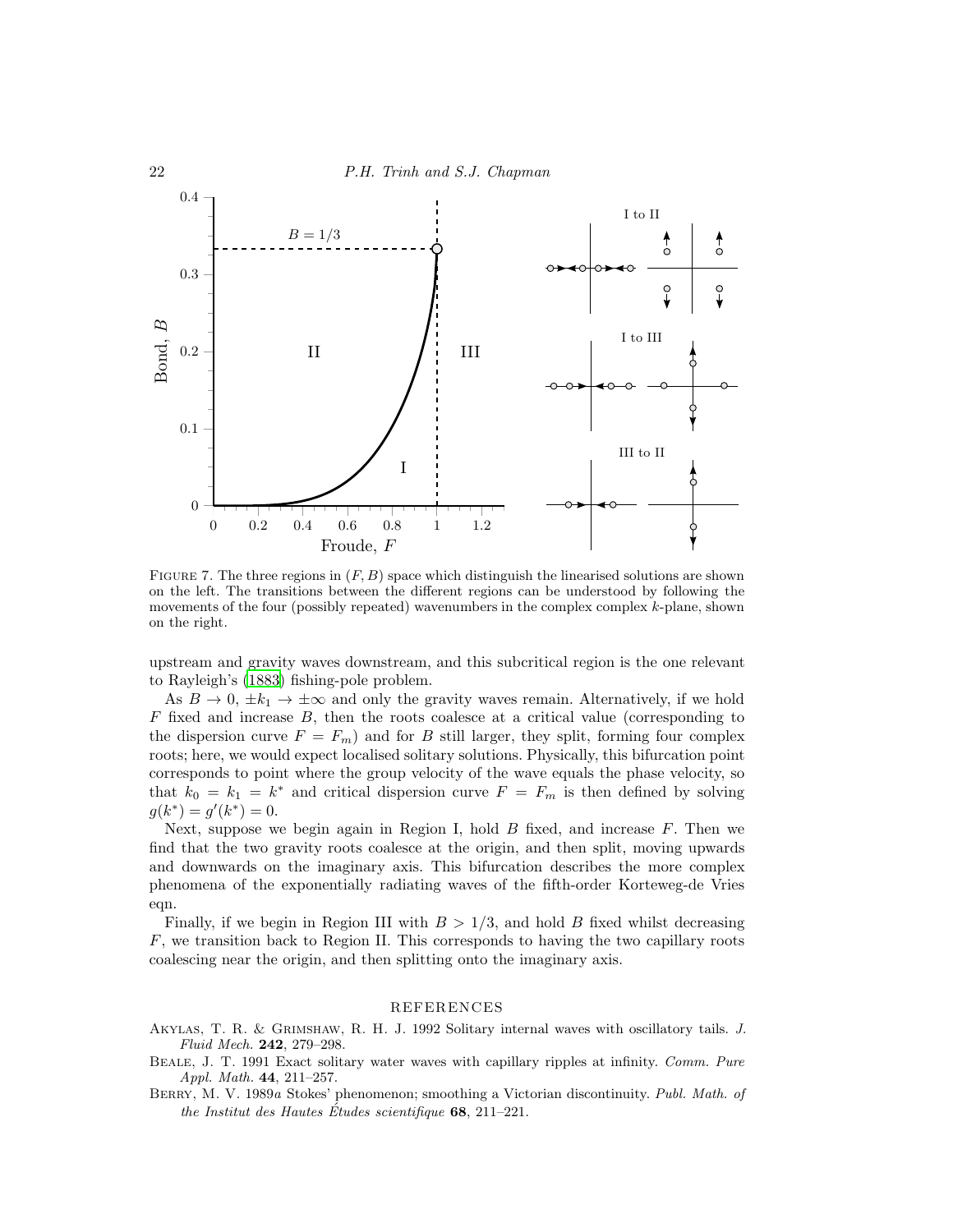FIGURE 7. The three regions in $(F, B)$ space which distinguish the linearised solutions are shown on the left. The transitions between the different regions can be understood by following the movements of the four (possibly repeated) wavenumbers in the complex complex $k$-plane, shown on the right.

upstream and gravity waves downstream, and this subcritical region is the one relevant to Rayleigh's (1883) fishing-pole problem.

As $B \to 0$, $\pm k_1 \to \pm\infty$ and only the gravity waves remain. Alternatively, if we hold $F$ fixed and increase $B$, then the roots coalesce at a critical value (corresponding to the dispersion curve $F = F_m$) and for $B$ still larger, they split, forming four complex roots; here, we would expect localised solitary solutions. Physically, this bifurcation point corresponds to point where the group velocity of the wave equals the phase velocity, so that $k_0 = k_1 = k^*$ and critical dispersion curve $F = F_m$ is then defined by solving $g(k^*) = g'(k^*) = 0$.

Next, suppose we begin again in Region I, hold $B$ fixed, and increase $F$. Then we find that the two gravity roots coalesce at the origin, and then split, moving upwards and downwards on the imaginary axis. This bifurcation describes the more complex phenomena of the exponentially radiating waves of the fifth-order Korteweg-de Vries eqn.

Finally, if we begin in Region III with $B > 1/3$, and hold $B$ fixed whilst decreasing $F$, we transition back to Region II. This corresponds to having the two capillary roots coalescing near the origin, and then splitting onto the imaginary axis.

## REFERENCES

AKYLAS, T. R. & GRIMSHAW, R. H. J. 1992 Solitary internal waves with oscillatory tails. *J. Fluid Mech.* **242**, 279–298.

BEALE, J. T. 1991 Exact solitary water waves with capillary ripples at infinity. *Comm. Pure Appl. Math.* **44**, 211–257.

BERRY, M. V. 1989*a* Stokes' phenomenon; smoothing a Victorian discontinuity. *Publ. Math. of the Institut des Hautes Études scientifique* **68**, 211–221.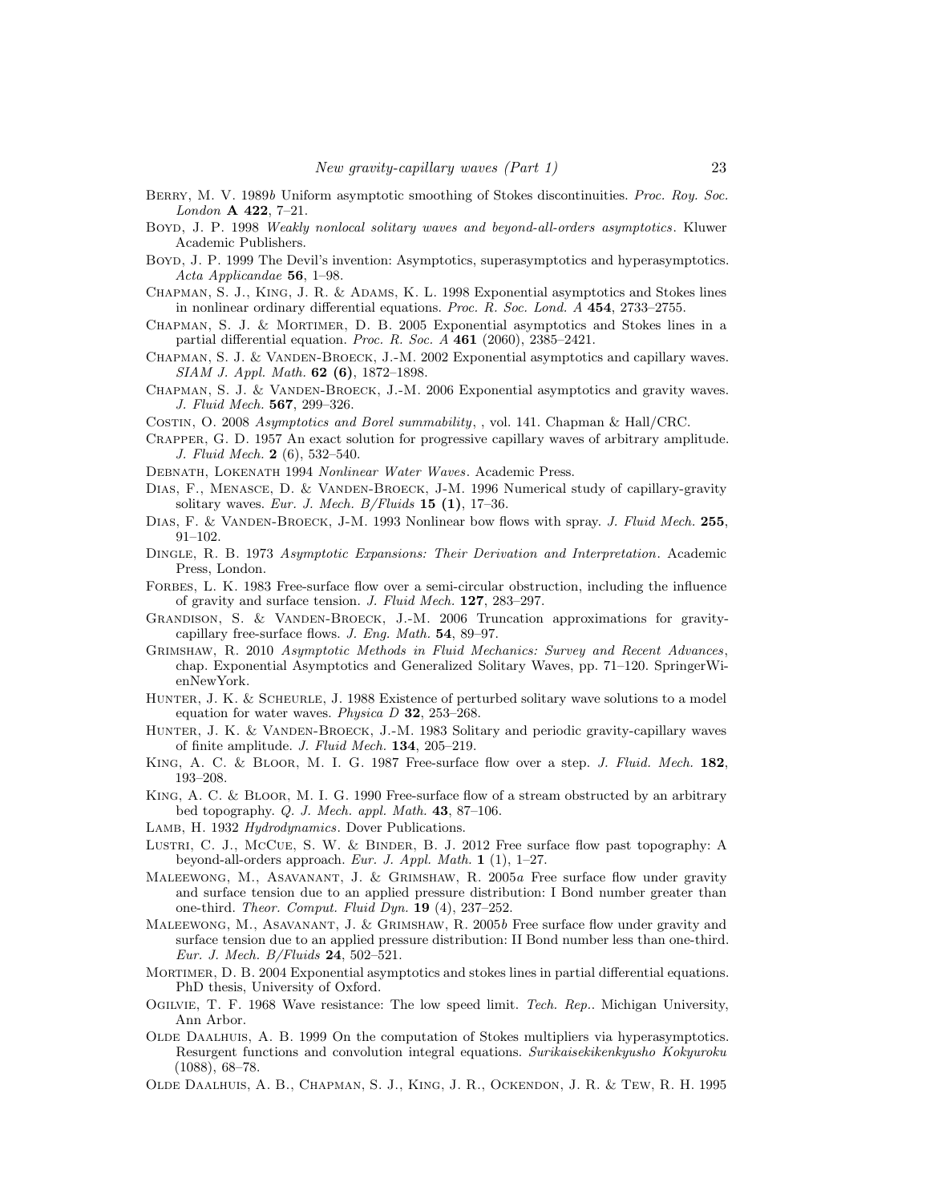Berry, M. V. 1989*b* Uniform asymptotic smoothing of Stokes discontinuities. *Proc. Roy. Soc. London* **A 422**, 7–21.

Boyd, J. P. 1998 *Weakly nonlocal solitary waves and beyond-all-orders asymptotics*. Kluwer Academic Publishers.

Boyd, J. P. 1999 The Devil's invention: Asymptotics, superasymptotics and hyperasymptotics. *Acta Applicandae* **56**, 1–98.

Chapman, S. J., King, J. R. & Adams, K. L. 1998 Exponential asymptotics and Stokes lines in nonlinear ordinary differential equations. *Proc. R. Soc. Lond. A* **454**, 2733–2755.

Chapman, S. J. & Mortimer, D. B. 2005 Exponential asymptotics and Stokes lines in a partial differential equation. *Proc. R. Soc. A* **461** (2060), 2385–2421.

Chapman, S. J. & Vanden-Broeck, J.-M. 2002 Exponential asymptotics and capillary waves. *SIAM J. Appl. Math.* **62 (6)**, 1872–1898.

Chapman, S. J. & Vanden-Broeck, J.-M. 2006 Exponential asymptotics and gravity waves. *J. Fluid Mech.* **567**, 299–326.

Costin, O. 2008 *Asymptotics and Borel summability*, , vol. 141. Chapman & Hall/CRC.

Crapper, G. D. 1957 An exact solution for progressive capillary waves of arbitrary amplitude. *J. Fluid Mech.* **2** (6), 532–540.

Debnath, Lokenath 1994 *Nonlinear Water Waves*. Academic Press.

Dias, F., Menasce, D. & Vanden-Broeck, J-M. 1996 Numerical study of capillary-gravity solitary waves. *Eur. J. Mech. B/Fluids* **15 (1)**, 17–36.

Dias, F. & Vanden-Broeck, J-M. 1993 Nonlinear bow flows with spray. *J. Fluid Mech.* **255**, 91–102.

Dingle, R. B. 1973 *Asymptotic Expansions: Their Derivation and Interpretation*. Academic Press, London.

Forbes, L. K. 1983 Free-surface flow over a semi-circular obstruction, including the influence of gravity and surface tension. *J. Fluid Mech.* **127**, 283–297.

Grandison, S. & Vanden-Broeck, J.-M. 2006 Truncation approximations for gravity-capillary free-surface flows. *J. Eng. Math.* **54**, 89–97.

Grimshaw, R. 2010 *Asymptotic Methods in Fluid Mechanics: Survey and Recent Advances*, chap. Exponential Asymptotics and Generalized Solitary Waves, pp. 71–120. SpringerWienNewYork.

Hunter, J. K. & Scheurle, J. 1988 Existence of perturbed solitary wave solutions to a model equation for water waves. *Physica D* **32**, 253–268.

Hunter, J. K. & Vanden-Broeck, J.-M. 1983 Solitary and periodic gravity-capillary waves of finite amplitude. *J. Fluid Mech.* **134**, 205–219.

King, A. C. & Bloor, M. I. G. 1987 Free-surface flow over a step. *J. Fluid. Mech.* **182**, 193–208.

King, A. C. & Bloor, M. I. G. 1990 Free-surface flow of a stream obstructed by an arbitrary bed topography. *Q. J. Mech. appl. Math.* **43**, 87–106.

Lamb, H. 1932 *Hydrodynamics*. Dover Publications.

Lustri, C. J., McCue, S. W. & Binder, B. J. 2012 Free surface flow past topography: A beyond-all-orders approach. *Eur. J. Appl. Math.* **1** (1), 1–27.

Maleewong, M., Asavanant, J. & Grimshaw, R. 2005*a* Free surface flow under gravity and surface tension due to an applied pressure distribution: I Bond number greater than one-third. *Theor. Comput. Fluid Dyn.* **19** (4), 237–252.

Maleewong, M., Asavanant, J. & Grimshaw, R. 2005*b* Free surface flow under gravity and surface tension due to an applied pressure distribution: II Bond number less than one-third. *Eur. J. Mech. B/Fluids* **24**, 502–521.

Mortimer, D. B. 2004 Exponential asymptotics and stokes lines in partial differential equations. PhD thesis, University of Oxford.

Ogilvie, T. F. 1968 Wave resistance: The low speed limit. *Tech. Rep.*. Michigan University, Ann Arbor.

Olde Daalhuis, A. B. 1999 On the computation of Stokes multipliers via hyperasymptotics. Resurgent functions and convolution integral equations. *Surikaisekikenkyusho Kokyuroku* (1088), 68–78.

Olde Daalhuis, A. B., Chapman, S. J., King, J. R., Ockendon, J. R. & Tew, R. H. 1995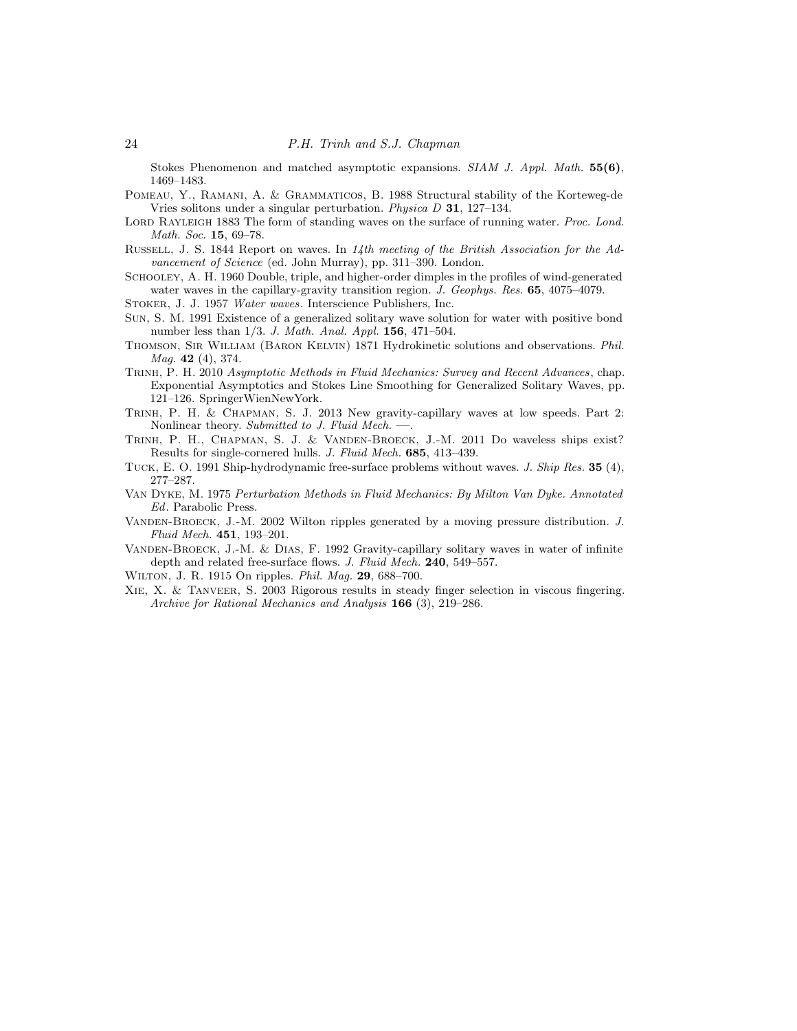Stokes Phenomenon and matched asymptotic expansions. *SIAM J. Appl. Math.* **55(6)**, 1469–1483.

Pomeau, Y., Ramani, A. & Grammaticos, B. 1988 Structural stability of the Korteweg-de Vries solitons under a singular perturbation. *Physica D* **31**, 127–134.

Lord Rayleigh 1883 The form of standing waves on the surface of running water. *Proc. Lond. Math. Soc.* **15**, 69–78.

Russell, J. S. 1844 Report on waves. In *14th meeting of the British Association for the Advancement of Science* (ed. John Murray), pp. 311–390. London.

Schooley, A. H. 1960 Double, triple, and higher-order dimples in the profiles of wind-generated water waves in the capillary-gravity transition region. *J. Geophys. Res.* **65**, 4075–4079.

Stoker, J. J. 1957 *Water waves*. Interscience Publishers, Inc.

Sun, S. M. 1991 Existence of a generalized solitary wave solution for water with positive bond number less than 1/3. *J. Math. Anal. Appl.* **156**, 471–504.

Thomson, Sir William (Baron Kelvin) 1871 Hydrokinetic solutions and observations. *Phil. Mag.* **42** (4), 374.

Trinh, P. H. 2010 *Asymptotic Methods in Fluid Mechanics: Survey and Recent Advances*, chap. Exponential Asymptotics and Stokes Line Smoothing for Generalized Solitary Waves, pp. 121–126. SpringerWienNewYork.

Trinh, P. H. & Chapman, S. J. 2013 New gravity-capillary waves at low speeds. Part 2: Nonlinear theory. *Submitted to J. Fluid Mech.* —.

Trinh, P. H., Chapman, S. J. & Vanden-Broeck, J.-M. 2011 Do waveless ships exist? Results for single-cornered hulls. *J. Fluid Mech.* **685**, 413–439.

Tuck, E. O. 1991 Ship-hydrodynamic free-surface problems without waves. *J. Ship Res.* **35** (4), 277–287.

Van Dyke, M. 1975 *Perturbation Methods in Fluid Mechanics: By Milton Van Dyke. Annotated Ed*. Parabolic Press.

Vanden-Broeck, J.-M. 2002 Wilton ripples generated by a moving pressure distribution. *J. Fluid Mech.* **451**, 193–201.

Vanden-Broeck, J.-M. & Dias, F. 1992 Gravity-capillary solitary waves in water of infinite depth and related free-surface flows. *J. Fluid Mech.* **240**, 549–557.

Wilton, J. R. 1915 On ripples. *Phil. Mag.* **29**, 688–700.

Xie, X. & Tanveer, S. 2003 Rigorous results in steady finger selection in viscous fingering. *Archive for Rational Mechanics and Analysis* **166** (3), 219–286.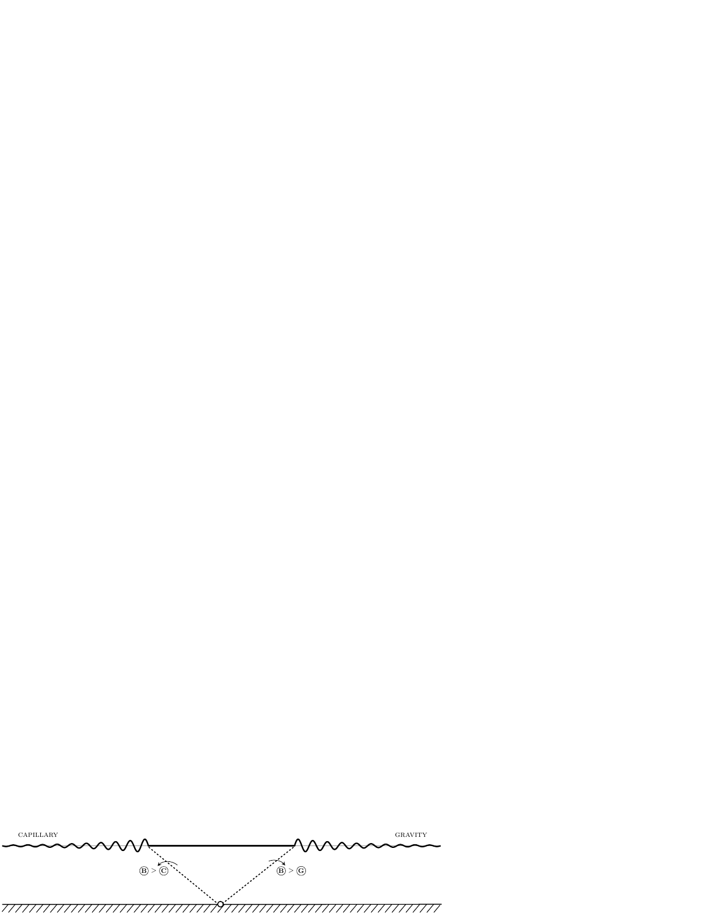CAPILLARY

GRAVITY

Ⓑ > Ⓒ

Ⓑ > Ⓖ